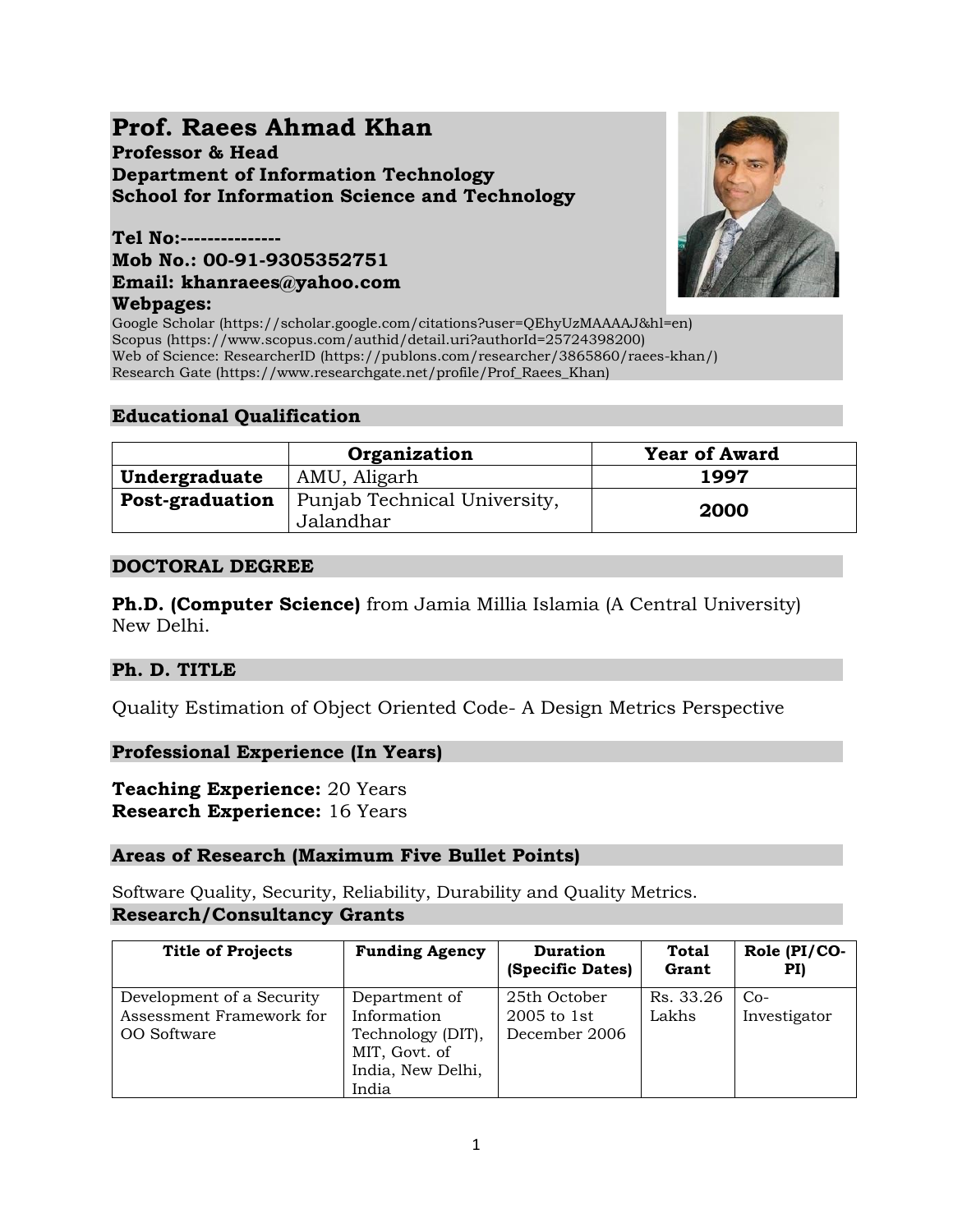# Prof. Raees Ahmad Khan

**Professor & Head**
**Department of Information Technology**
**School for Information Science and Technology**

**Tel No:---------------**
**Mob No.: 00-91-9305352751**
**Email: khanraees@yahoo.com**
**Webpages:**

Google Scholar (https://scholar.google.com/citations?user=QEhyUzMAAAAJ&hl=en)
Scopus (https://www.scopus.com/authid/detail.uri?authorId=25724398200)
Web of Science: ResearcherID (https://publons.com/researcher/3865860/raees-khan/)
Research Gate (https://www.researchgate.net/profile/Prof_Raees_Khan)

## Educational Qualification

| | Organization | Year of Award |
|---|---|---|
| **Undergraduate** | AMU, Aligarh | **1997** |
| **Post-graduation** | Punjab Technical University, Jalandhar | **2000** |

## DOCTORAL DEGREE

**Ph.D. (Computer Science)** from Jamia Millia Islamia (A Central University) New Delhi.

## Ph. D. TITLE

Quality Estimation of Object Oriented Code- A Design Metrics Perspective

## Professional Experience (In Years)

**Teaching Experience:** 20 Years
**Research Experience:** 16 Years

## Areas of Research (Maximum Five Bullet Points)

Software Quality, Security, Reliability, Durability and Quality Metrics.

## Research/Consultancy Grants

| Title of Projects | Funding Agency | Duration (Specific Dates) | Total Grant | Role (PI/CO-PI) |
|---|---|---|---|---|
| Development of a Security Assessment Framework for OO Software | Department of Information Technology (DIT), MIT, Govt. of India, New Delhi, India | 25th October 2005 to 1st December 2006 | Rs. 33.26 Lakhs | Co-Investigator |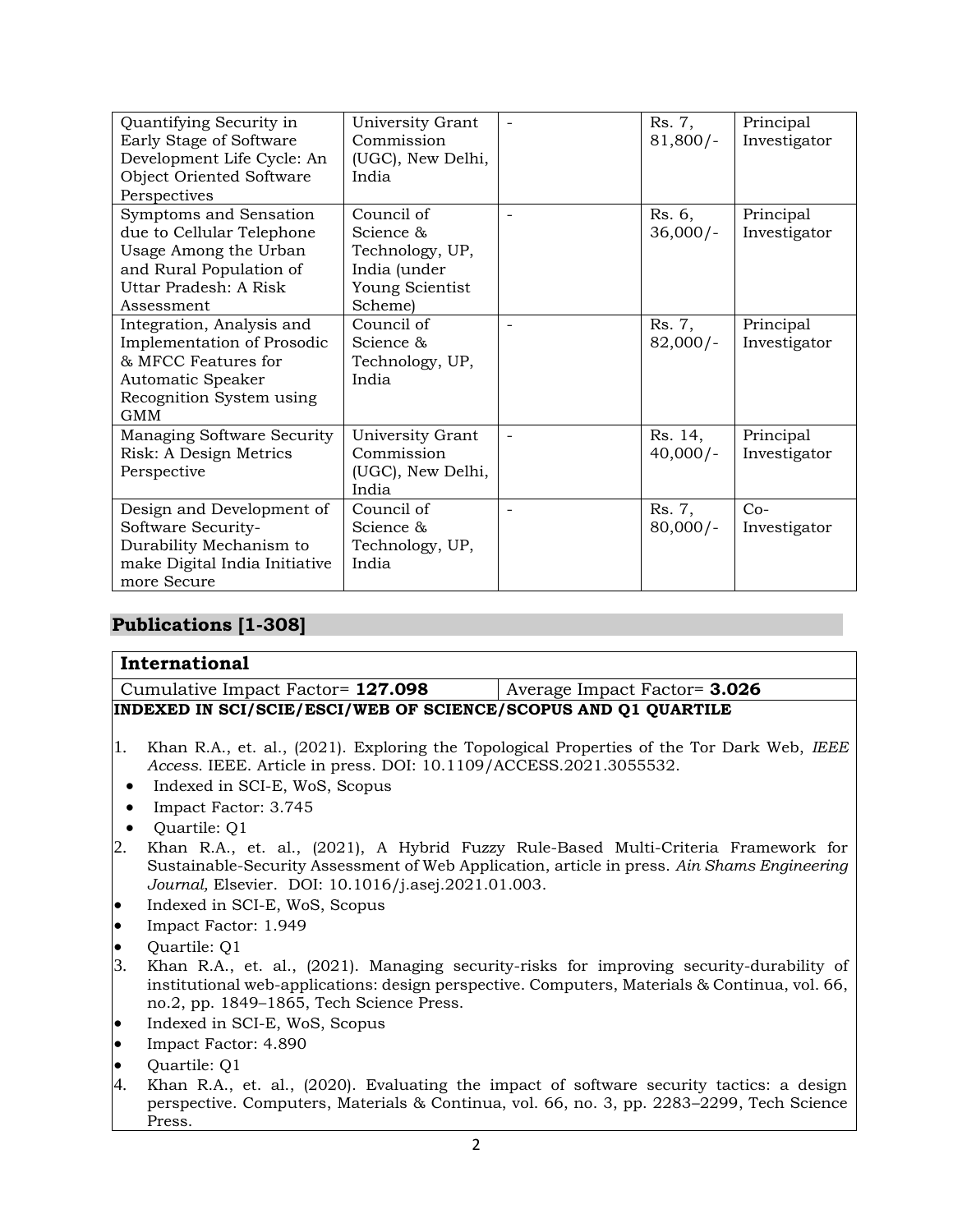| | | | | |
|---|---|---|---|---|
| Quantifying Security in Early Stage of Software Development Life Cycle: An Object Oriented Software Perspectives | University Grant Commission (UGC), New Delhi, India | - | Rs. 7, 81,800/- | Principal Investigator |
| Symptoms and Sensation due to Cellular Telephone Usage Among the Urban and Rural Population of Uttar Pradesh: A Risk Assessment | Council of Science & Technology, UP, India (under Young Scientist Scheme) | - | Rs. 6, 36,000/- | Principal Investigator |
| Integration, Analysis and Implementation of Prosodic & MFCC Features for Automatic Speaker Recognition System using GMM | Council of Science & Technology, UP, India | - | Rs. 7, 82,000/- | Principal Investigator |
| Managing Software Security Risk: A Design Metrics Perspective | University Grant Commission (UGC), New Delhi, India | - | Rs. 14, 40,000/- | Principal Investigator |
| Design and Development of Software Security-Durability Mechanism to make Digital India Initiative more Secure | Council of Science & Technology, UP, India | - | Rs. 7, 80,000/- | Co-Investigator |

## Publications [1-308]

### International

| Cumulative Impact Factor= **127.098** | Average Impact Factor= **3.026** |
|---|---|

**INDEXED IN SCI/SCIE/ESCI/WEB OF SCIENCE/SCOPUS AND Q1 QUARTILE**

1. Khan R.A., et. al., (2021). Exploring the Topological Properties of the Tor Dark Web, *IEEE Access*. IEEE. Article in press. DOI: 10.1109/ACCESS.2021.3055532.
   - Indexed in SCI-E, WoS, Scopus
   - Impact Factor: 3.745
   - Quartile: Q1
2. Khan R.A., et. al., (2021), A Hybrid Fuzzy Rule-Based Multi-Criteria Framework for Sustainable-Security Assessment of Web Application, article in press. *Ain Shams Engineering Journal,* Elsevier. DOI: 10.1016/j.asej.2021.01.003.
   - Indexed in SCI-E, WoS, Scopus
   - Impact Factor: 1.949
   - Quartile: Q1
3. Khan R.A., et. al., (2021). Managing security-risks for improving security-durability of institutional web-applications: design perspective. Computers, Materials & Continua, vol. 66, no.2, pp. 1849–1865, Tech Science Press.
   - Indexed in SCI-E, WoS, Scopus
   - Impact Factor: 4.890
   - Quartile: Q1
4. Khan R.A., et. al., (2020). Evaluating the impact of software security tactics: a design perspective. Computers, Materials & Continua, vol. 66, no. 3, pp. 2283–2299, Tech Science Press.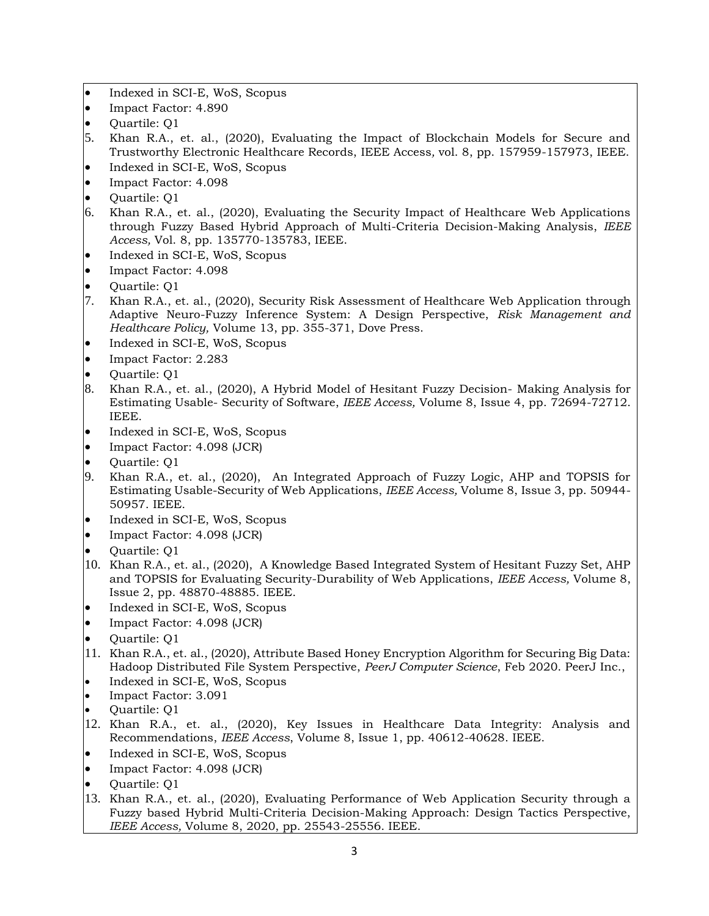- Indexed in SCI-E, WoS, Scopus
- Impact Factor: 4.890
- Quartile: Q1

5. Khan R.A., et. al., (2020), Evaluating the Impact of Blockchain Models for Secure and Trustworthy Electronic Healthcare Records, IEEE Access, vol. 8, pp. 157959-157973, IEEE.

- Indexed in SCI-E, WoS, Scopus
- Impact Factor: 4.098
- Quartile: Q1

6. Khan R.A., et. al., (2020), Evaluating the Security Impact of Healthcare Web Applications through Fuzzy Based Hybrid Approach of Multi-Criteria Decision-Making Analysis, *IEEE Access,* Vol. 8, pp. 135770-135783, IEEE.

- Indexed in SCI-E, WoS, Scopus
- Impact Factor: 4.098
- Quartile: Q1

7. Khan R.A., et. al., (2020), Security Risk Assessment of Healthcare Web Application through Adaptive Neuro-Fuzzy Inference System: A Design Perspective, *Risk Management and Healthcare Policy,* Volume 13, pp. 355-371, Dove Press.

- Indexed in SCI-E, WoS, Scopus
- Impact Factor: 2.283
- Quartile: Q1

8. Khan R.A., et. al., (2020), A Hybrid Model of Hesitant Fuzzy Decision- Making Analysis for Estimating Usable- Security of Software, *IEEE Access,* Volume 8, Issue 4, pp. 72694-72712. IEEE.

- Indexed in SCI-E, WoS, Scopus
- Impact Factor: 4.098 (JCR)
- Quartile: Q1

9. Khan R.A., et. al., (2020), An Integrated Approach of Fuzzy Logic, AHP and TOPSIS for Estimating Usable-Security of Web Applications, *IEEE Access,* Volume 8, Issue 3, pp. 50944-50957. IEEE.

- Indexed in SCI-E, WoS, Scopus
- Impact Factor: 4.098 (JCR)
- Quartile: Q1

10. Khan R.A., et. al., (2020), A Knowledge Based Integrated System of Hesitant Fuzzy Set, AHP and TOPSIS for Evaluating Security-Durability of Web Applications, *IEEE Access,* Volume 8, Issue 2, pp. 48870-48885. IEEE.

- Indexed in SCI-E, WoS, Scopus
- Impact Factor: 4.098 (JCR)
- Quartile: Q1

11. Khan R.A., et. al., (2020), Attribute Based Honey Encryption Algorithm for Securing Big Data: Hadoop Distributed File System Perspective, *PeerJ Computer Science*, Feb 2020. PeerJ Inc.,

- Indexed in SCI-E, WoS, Scopus
- Impact Factor: 3.091
- Quartile: Q1

12. Khan R.A., et. al., (2020), Key Issues in Healthcare Data Integrity: Analysis and Recommendations, *IEEE Access*, Volume 8, Issue 1, pp. 40612-40628. IEEE.

- Indexed in SCI-E, WoS, Scopus
- Impact Factor: 4.098 (JCR)
- Quartile: Q1

13. Khan R.A., et. al., (2020), Evaluating Performance of Web Application Security through a Fuzzy based Hybrid Multi-Criteria Decision-Making Approach: Design Tactics Perspective, *IEEE Access,* Volume 8, 2020, pp. 25543-25556. IEEE.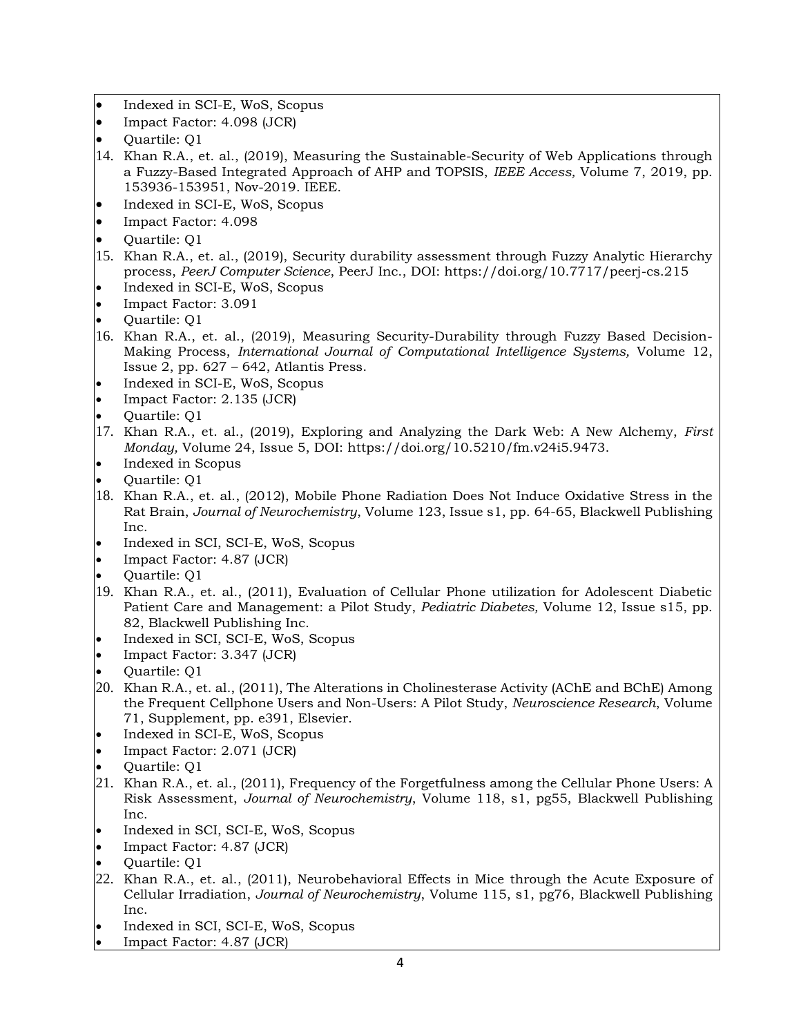- Indexed in SCI-E, WoS, Scopus
- Impact Factor: 4.098 (JCR)
- Quartile: Q1

14. Khan R.A., et. al., (2019), Measuring the Sustainable-Security of Web Applications through a Fuzzy-Based Integrated Approach of AHP and TOPSIS, *IEEE Access,* Volume 7, 2019, pp. 153936-153951, Nov-2019. IEEE.

- Indexed in SCI-E, WoS, Scopus
- Impact Factor: 4.098
- Quartile: Q1

15. Khan R.A., et. al., (2019), Security durability assessment through Fuzzy Analytic Hierarchy process, *PeerJ Computer Science*, PeerJ Inc., DOI: https://doi.org/10.7717/peerj-cs.215

- Indexed in SCI-E, WoS, Scopus
- Impact Factor: 3.091
- Quartile: Q1

16. Khan R.A., et. al., (2019), Measuring Security-Durability through Fuzzy Based Decision-Making Process, *International Journal of Computational Intelligence Systems,* Volume 12, Issue 2, pp. 627 – 642, Atlantis Press.

- Indexed in SCI-E, WoS, Scopus
- Impact Factor: 2.135 (JCR)
- Quartile: Q1

17. Khan R.A., et. al., (2019), Exploring and Analyzing the Dark Web: A New Alchemy, *First Monday,* Volume 24, Issue 5, DOI: https://doi.org/10.5210/fm.v24i5.9473.

- Indexed in Scopus
- Quartile: Q1

18. Khan R.A., et. al., (2012), Mobile Phone Radiation Does Not Induce Oxidative Stress in the Rat Brain, *Journal of Neurochemistry*, Volume 123, Issue s1, pp. 64-65, Blackwell Publishing Inc.

- Indexed in SCI, SCI-E, WoS, Scopus
- Impact Factor: 4.87 (JCR)
- Quartile: Q1

19. Khan R.A., et. al., (2011), Evaluation of Cellular Phone utilization for Adolescent Diabetic Patient Care and Management: a Pilot Study, *Pediatric Diabetes,* Volume 12, Issue s15, pp. 82, Blackwell Publishing Inc.

- Indexed in SCI, SCI-E, WoS, Scopus
- Impact Factor: 3.347 (JCR)
- Quartile: Q1

20. Khan R.A., et. al., (2011), The Alterations in Cholinesterase Activity (AChE and BChE) Among the Frequent Cellphone Users and Non-Users: A Pilot Study, *Neuroscience Research*, Volume 71, Supplement, pp. e391, Elsevier.

- Indexed in SCI-E, WoS, Scopus
- Impact Factor: 2.071 (JCR)
- Quartile: Q1

21. Khan R.A., et. al., (2011), Frequency of the Forgetfulness among the Cellular Phone Users: A Risk Assessment, *Journal of Neurochemistry*, Volume 118, s1, pg55, Blackwell Publishing Inc.

- Indexed in SCI, SCI-E, WoS, Scopus
- Impact Factor: 4.87 (JCR)
- Quartile: Q1

22. Khan R.A., et. al., (2011), Neurobehavioral Effects in Mice through the Acute Exposure of Cellular Irradiation, *Journal of Neurochemistry*, Volume 115, s1, pg76, Blackwell Publishing Inc.

- Indexed in SCI, SCI-E, WoS, Scopus
- Impact Factor: 4.87 (JCR)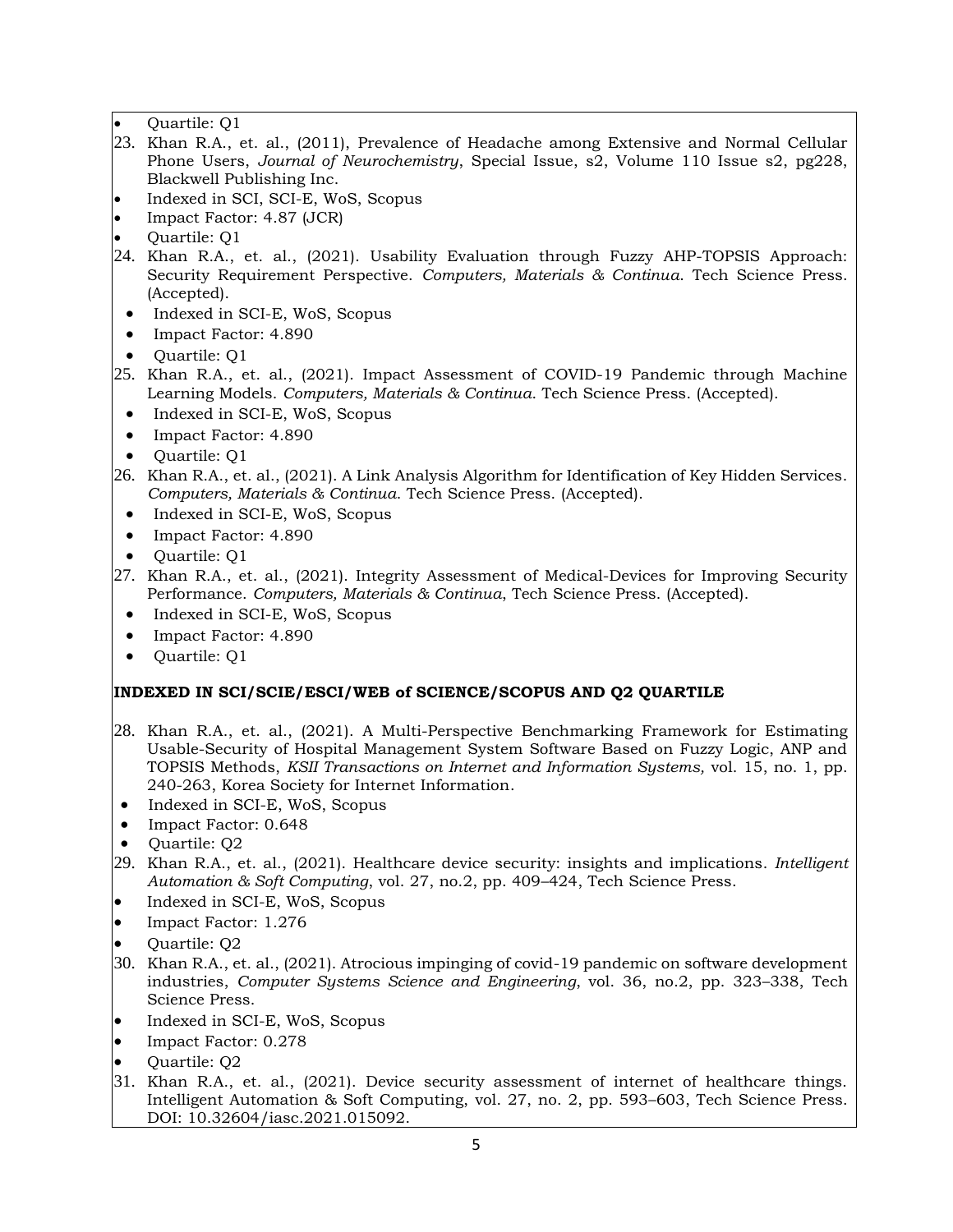- Quartile: Q1

23. Khan R.A., et. al., (2011), Prevalence of Headache among Extensive and Normal Cellular Phone Users, *Journal of Neurochemistry*, Special Issue, s2, Volume 110 Issue s2, pg228, Blackwell Publishing Inc.

- Indexed in SCI, SCI-E, WoS, Scopus
- Impact Factor: 4.87 (JCR)
- Quartile: Q1

24. Khan R.A., et. al., (2021). Usability Evaluation through Fuzzy AHP-TOPSIS Approach: Security Requirement Perspective. *Computers, Materials & Continua*. Tech Science Press. (Accepted).

- Indexed in SCI-E, WoS, Scopus
- Impact Factor: 4.890
- Quartile: Q1

25. Khan R.A., et. al., (2021). Impact Assessment of COVID-19 Pandemic through Machine Learning Models. *Computers, Materials & Continua*. Tech Science Press. (Accepted).

- Indexed in SCI-E, WoS, Scopus
- Impact Factor: 4.890
- Quartile: Q1

26. Khan R.A., et. al., (2021). A Link Analysis Algorithm for Identification of Key Hidden Services. *Computers, Materials & Continua*. Tech Science Press. (Accepted).

- Indexed in SCI-E, WoS, Scopus
- Impact Factor: 4.890
- Quartile: Q1

27. Khan R.A., et. al., (2021). Integrity Assessment of Medical-Devices for Improving Security Performance. *Computers, Materials & Continua*, Tech Science Press. (Accepted).

- Indexed in SCI-E, WoS, Scopus
- Impact Factor: 4.890
- Quartile: Q1

**INDEXED IN SCI/SCIE/ESCI/WEB of SCIENCE/SCOPUS AND Q2 QUARTILE**

28. Khan R.A., et. al., (2021). A Multi-Perspective Benchmarking Framework for Estimating Usable-Security of Hospital Management System Software Based on Fuzzy Logic, ANP and TOPSIS Methods, *KSII Transactions on Internet and Information Systems,* vol. 15, no. 1, pp. 240-263, Korea Society for Internet Information.

- Indexed in SCI-E, WoS, Scopus
- Impact Factor: 0.648
- Quartile: Q2

29. Khan R.A., et. al., (2021). Healthcare device security: insights and implications. *Intelligent Automation & Soft Computing*, vol. 27, no.2, pp. 409–424, Tech Science Press.

- Indexed in SCI-E, WoS, Scopus
- Impact Factor: 1.276
- Quartile: Q2

30. Khan R.A., et. al., (2021). Atrocious impinging of covid-19 pandemic on software development industries, *Computer Systems Science and Engineering*, vol. 36, no.2, pp. 323–338, Tech Science Press.

- Indexed in SCI-E, WoS, Scopus
- Impact Factor: 0.278
- Quartile: Q2

31. Khan R.A., et. al., (2021). Device security assessment of internet of healthcare things. Intelligent Automation & Soft Computing, vol. 27, no. 2, pp. 593–603, Tech Science Press. DOI: 10.32604/iasc.2021.015092.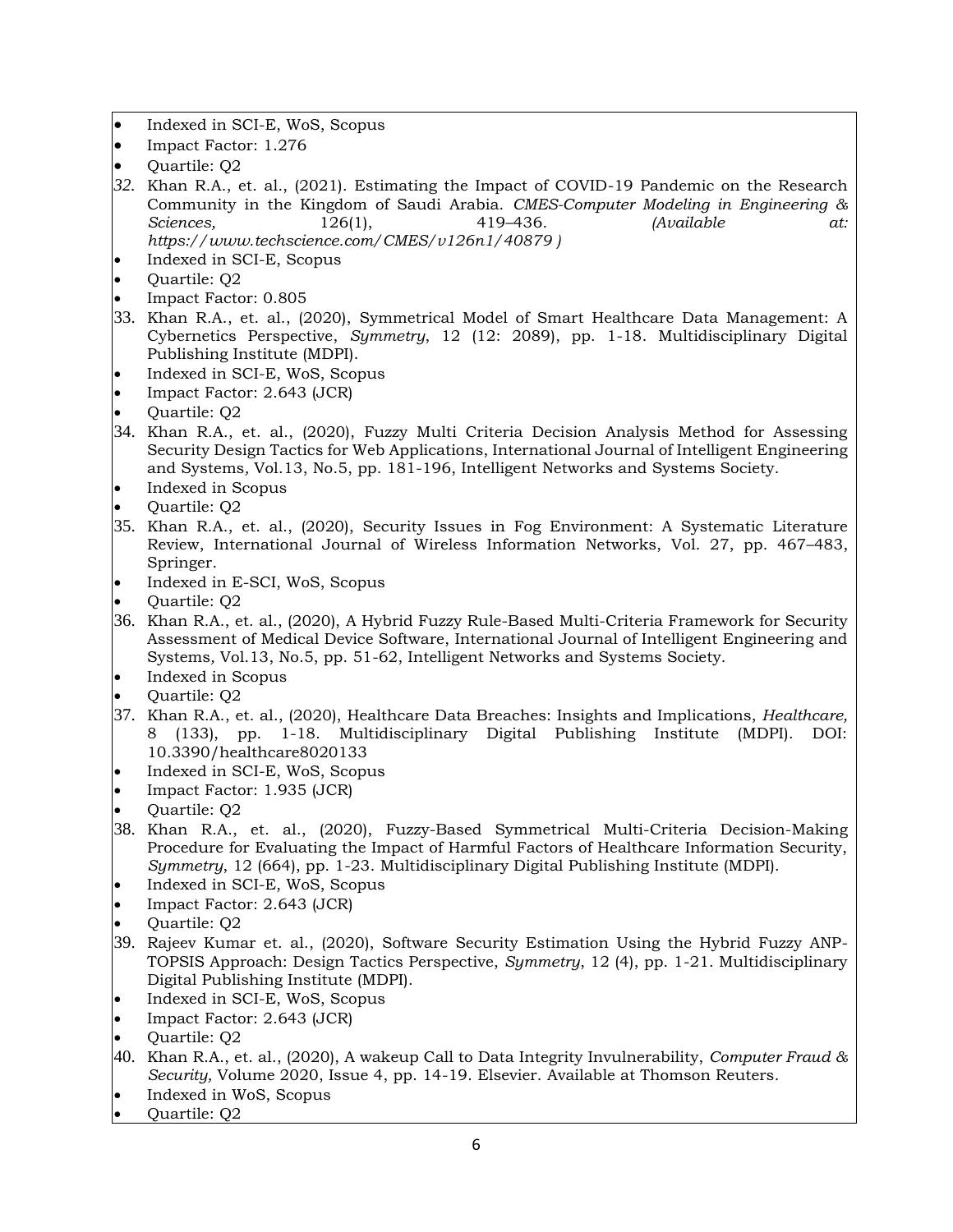- Indexed in SCI-E, WoS, Scopus
- Impact Factor: 1.276
- Quartile: Q2

*32*. Khan R.A., et. al., (2021). Estimating the Impact of COVID-19 Pandemic on the Research Community in the Kingdom of Saudi Arabia. *CMES-Computer Modeling in Engineering & Sciences,* 126(1), 419–436. *(Available at: https://www.techscience.com/CMES/v126n1/40879 )*

- Indexed in SCI-E, Scopus
- Quartile: Q2
- Impact Factor: 0.805

33. Khan R.A., et. al., (2020), Symmetrical Model of Smart Healthcare Data Management: A Cybernetics Perspective, *Symmetry*, 12 (12: 2089), pp. 1-18. Multidisciplinary Digital Publishing Institute (MDPI).

- Indexed in SCI-E, WoS, Scopus
- Impact Factor: 2.643 (JCR)
- Quartile: Q2

34. Khan R.A., et. al., (2020), Fuzzy Multi Criteria Decision Analysis Method for Assessing Security Design Tactics for Web Applications, International Journal of Intelligent Engineering and Systems*,* Vol.13, No.5, pp. 181-196, Intelligent Networks and Systems Society.

- Indexed in Scopus
- Quartile: Q2

35. Khan R.A., et. al., (2020), Security Issues in Fog Environment: A Systematic Literature Review, International Journal of Wireless Information Networks, Vol. 27, pp. 467–483, Springer.

- Indexed in E-SCI, WoS, Scopus
- Quartile: Q2

36. Khan R.A., et. al., (2020), A Hybrid Fuzzy Rule-Based Multi-Criteria Framework for Security Assessment of Medical Device Software, International Journal of Intelligent Engineering and Systems*,* Vol.13, No.5, pp. 51-62, Intelligent Networks and Systems Society.

- Indexed in Scopus
- Quartile: Q2

37. Khan R.A., et. al., (2020), Healthcare Data Breaches: Insights and Implications, *Healthcare,* 8 (133), pp. 1-18. Multidisciplinary Digital Publishing Institute (MDPI). DOI: 10.3390/healthcare8020133

- Indexed in SCI-E, WoS, Scopus
- Impact Factor: 1.935 (JCR)
- Quartile: Q2

38. Khan R.A., et. al., (2020), Fuzzy-Based Symmetrical Multi-Criteria Decision-Making Procedure for Evaluating the Impact of Harmful Factors of Healthcare Information Security, *Symmetry*, 12 (664), pp. 1-23. Multidisciplinary Digital Publishing Institute (MDPI).

- Indexed in SCI-E, WoS, Scopus
- Impact Factor: 2.643 (JCR)
- Quartile: Q2

39. Rajeev Kumar et. al., (2020), Software Security Estimation Using the Hybrid Fuzzy ANP-TOPSIS Approach: Design Tactics Perspective, *Symmetry*, 12 (4), pp. 1-21. Multidisciplinary Digital Publishing Institute (MDPI).

- Indexed in SCI-E, WoS, Scopus
- Impact Factor: 2.643 (JCR)
- Quartile: Q2

40. Khan R.A., et. al., (2020), A wakeup Call to Data Integrity Invulnerability, *Computer Fraud & Security,* Volume 2020, Issue 4, pp. 14-19. Elsevier. Available at Thomson Reuters.

- Indexed in WoS, Scopus
- Quartile: Q2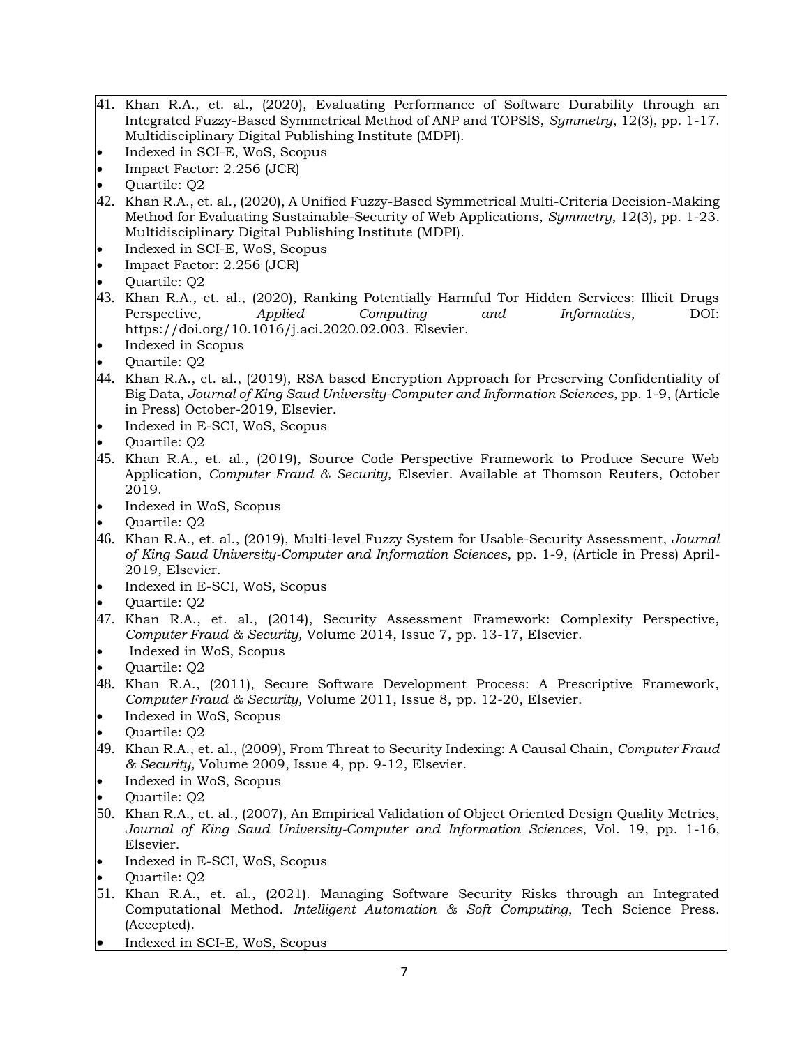41. Khan R.A., et. al., (2020), Evaluating Performance of Software Durability through an Integrated Fuzzy-Based Symmetrical Method of ANP and TOPSIS, *Symmetry*, 12(3), pp. 1-17. Multidisciplinary Digital Publishing Institute (MDPI).
   - Indexed in SCI-E, WoS, Scopus
   - Impact Factor: 2.256 (JCR)
   - Quartile: Q2
42. Khan R.A., et. al., (2020), A Unified Fuzzy-Based Symmetrical Multi-Criteria Decision-Making Method for Evaluating Sustainable-Security of Web Applications, *Symmetry*, 12(3), pp. 1-23. Multidisciplinary Digital Publishing Institute (MDPI).
   - Indexed in SCI-E, WoS, Scopus
   - Impact Factor: 2.256 (JCR)
   - Quartile: Q2
43. Khan R.A., et. al., (2020), Ranking Potentially Harmful Tor Hidden Services: Illicit Drugs Perspective, *Applied Computing and Informatics*, DOI: https://doi.org/10.1016/j.aci.2020.02.003. Elsevier.
   - Indexed in Scopus
   - Quartile: Q2
44. Khan R.A., et. al., (2019), RSA based Encryption Approach for Preserving Confidentiality of Big Data, *Journal of King Saud University-Computer and Information Sciences,* pp. 1-9, (Article in Press) October-2019, Elsevier.
   - Indexed in E-SCI, WoS, Scopus
   - Quartile: Q2
45. Khan R.A., et. al., (2019), Source Code Perspective Framework to Produce Secure Web Application, *Computer Fraud & Security,* Elsevier. Available at Thomson Reuters, October 2019.
   - Indexed in WoS, Scopus
   - Quartile: Q2
46. Khan R.A., et. al., (2019), Multi-level Fuzzy System for Usable-Security Assessment, *Journal of King Saud University-Computer and Information Sciences*, pp. 1-9, (Article in Press) April-2019, Elsevier.
   - Indexed in E-SCI, WoS, Scopus
   - Quartile: Q2
47. Khan R.A., et. al., (2014), Security Assessment Framework: Complexity Perspective, *Computer Fraud & Security,* Volume 2014, Issue 7, pp. 13-17, Elsevier.
   - Indexed in WoS, Scopus
   - Quartile: Q2
48. Khan R.A., (2011), Secure Software Development Process: A Prescriptive Framework, *Computer Fraud & Security,* Volume 2011, Issue 8, pp. 12-20, Elsevier.
   - Indexed in WoS, Scopus
   - Quartile: Q2
49. Khan R.A., et. al., (2009), From Threat to Security Indexing: A Causal Chain, *Computer Fraud & Security,* Volume 2009, Issue 4, pp. 9-12, Elsevier.
   - Indexed in WoS, Scopus
   - Quartile: Q2
50. Khan R.A., et. al., (2007), An Empirical Validation of Object Oriented Design Quality Metrics, *Journal of King Saud University-Computer and Information Sciences,* Vol. 19, pp. 1-16, Elsevier.
   - Indexed in E-SCI, WoS, Scopus
   - Quartile: Q2
51. Khan R.A., et. al., (2021). Managing Software Security Risks through an Integrated Computational Method. *Intelligent Automation & Soft Computing*, Tech Science Press. (Accepted).
   - Indexed in SCI-E, WoS, Scopus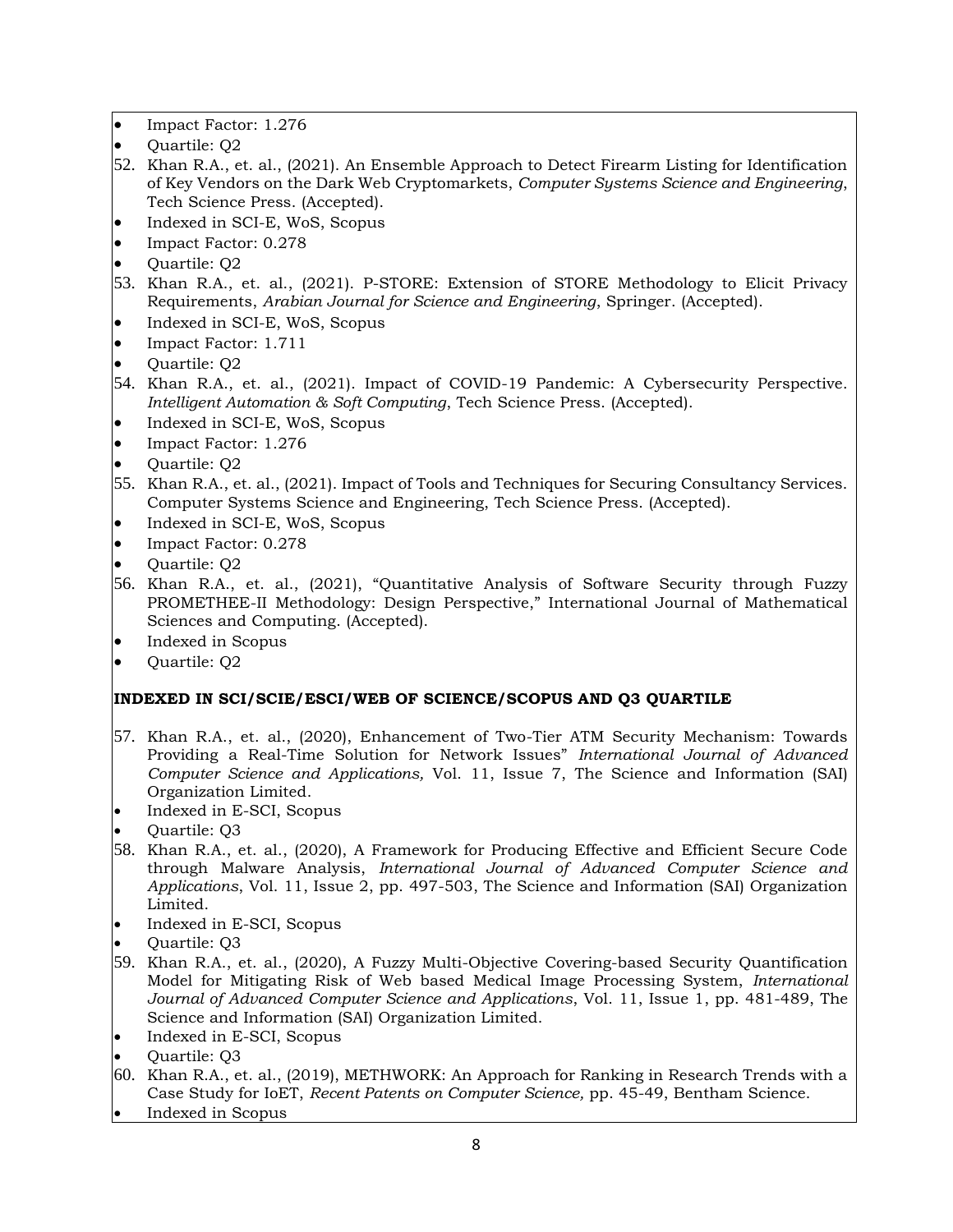- Impact Factor: 1.276
- Quartile: Q2

52. Khan R.A., et. al., (2021). An Ensemble Approach to Detect Firearm Listing for Identification of Key Vendors on the Dark Web Cryptomarkets, *Computer Systems Science and Engineering*, Tech Science Press. (Accepted).

- Indexed in SCI-E, WoS, Scopus
- Impact Factor: 0.278
- Quartile: Q2

53. Khan R.A., et. al., (2021). P-STORE: Extension of STORE Methodology to Elicit Privacy Requirements, *Arabian Journal for Science and Engineering*, Springer. (Accepted).

- Indexed in SCI-E, WoS, Scopus
- Impact Factor: 1.711
- Quartile: Q2

54. Khan R.A., et. al., (2021). Impact of COVID-19 Pandemic: A Cybersecurity Perspective. *Intelligent Automation & Soft Computing*, Tech Science Press. (Accepted).

- Indexed in SCI-E, WoS, Scopus
- Impact Factor: 1.276
- Quartile: Q2

55. Khan R.A., et. al., (2021). Impact of Tools and Techniques for Securing Consultancy Services. Computer Systems Science and Engineering, Tech Science Press. (Accepted).

- Indexed in SCI-E, WoS, Scopus
- Impact Factor: 0.278
- Quartile: Q2

56. Khan R.A., et. al., (2021), "Quantitative Analysis of Software Security through Fuzzy PROMETHEE-II Methodology: Design Perspective," International Journal of Mathematical Sciences and Computing. (Accepted).

- Indexed in Scopus
- Quartile: Q2

**INDEXED IN SCI/SCIE/ESCI/WEB OF SCIENCE/SCOPUS AND Q3 QUARTILE**

57. Khan R.A., et. al., (2020), Enhancement of Two-Tier ATM Security Mechanism: Towards Providing a Real-Time Solution for Network Issues" *International Journal of Advanced Computer Science and Applications,* Vol. 11, Issue 7, The Science and Information (SAI) Organization Limited.

- Indexed in E-SCI, Scopus
- Quartile: Q3

58. Khan R.A., et. al., (2020), A Framework for Producing Effective and Efficient Secure Code through Malware Analysis, *International Journal of Advanced Computer Science and Applications*, Vol. 11, Issue 2, pp. 497-503, The Science and Information (SAI) Organization Limited.

- Indexed in E-SCI, Scopus
- Quartile: Q3

59. Khan R.A., et. al., (2020), A Fuzzy Multi-Objective Covering-based Security Quantification Model for Mitigating Risk of Web based Medical Image Processing System, *International Journal of Advanced Computer Science and Applications*, Vol. 11, Issue 1, pp. 481-489, The Science and Information (SAI) Organization Limited.

- Indexed in E-SCI, Scopus
- Quartile: Q3

60. Khan R.A., et. al., (2019), METHWORK: An Approach for Ranking in Research Trends with a Case Study for IoET, *Recent Patents on Computer Science,* pp. 45-49, Bentham Science.

- Indexed in Scopus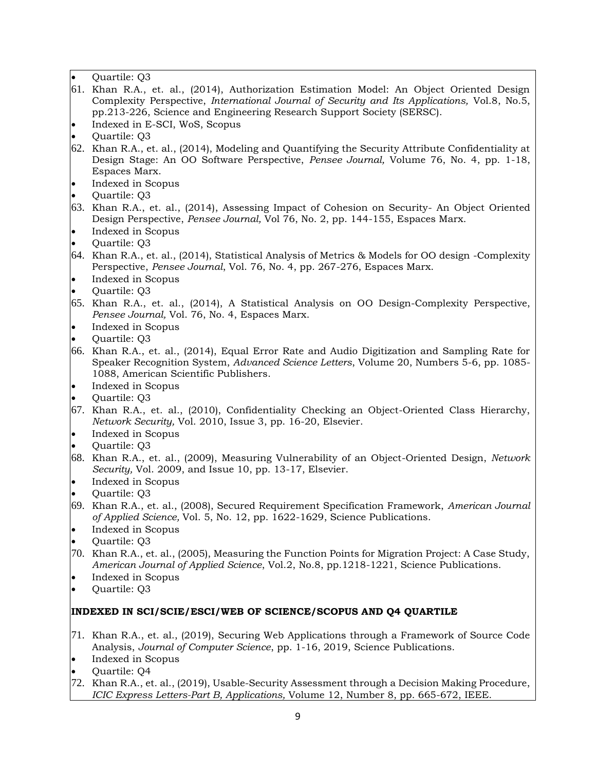- Quartile: Q3

61. Khan R.A., et. al., (2014), Authorization Estimation Model: An Object Oriented Design Complexity Perspective, *International Journal of Security and Its Applications,* Vol.8, No.5, pp.213-226, Science and Engineering Research Support Society (SERSC).
- Indexed in E-SCI, WoS, Scopus
- Quartile: Q3

62. Khan R.A., et. al., (2014), Modeling and Quantifying the Security Attribute Confidentiality at Design Stage: An OO Software Perspective, *Pensee Journal,* Volume 76, No. 4, pp. 1-18, Espaces Marx.
- Indexed in Scopus
- Quartile: Q3

63. Khan R.A., et. al., (2014), Assessing Impact of Cohesion on Security- An Object Oriented Design Perspective, *Pensee Journal,* Vol 76, No. 2, pp. 144-155, Espaces Marx.
- Indexed in Scopus
- Quartile: Q3

64. Khan R.A., et. al., (2014), Statistical Analysis of Metrics & Models for OO design -Complexity Perspective, *Pensee Journal*, Vol. 76, No. 4, pp. 267-276, Espaces Marx.
- Indexed in Scopus
- Quartile: Q3

65. Khan R.A., et. al., (2014), A Statistical Analysis on OO Design-Complexity Perspective, *Pensee Journal,* Vol. 76, No. 4, Espaces Marx.
- Indexed in Scopus
- Quartile: Q3

66. Khan R.A., et. al., (2014), Equal Error Rate and Audio Digitization and Sampling Rate for Speaker Recognition System, *Advanced Science Letters*, Volume 20, Numbers 5-6, pp. 1085-1088, American Scientific Publishers.
- Indexed in Scopus
- Quartile: Q3

67. Khan R.A., et. al., (2010), Confidentiality Checking an Object-Oriented Class Hierarchy, *Network Security,* Vol. 2010, Issue 3, pp. 16-20, Elsevier.
- Indexed in Scopus
- Quartile: Q3

68. Khan R.A., et. al., (2009), Measuring Vulnerability of an Object-Oriented Design, *Network Security,* Vol. 2009, and Issue 10, pp. 13-17, Elsevier.
- Indexed in Scopus
- Quartile: Q3

69. Khan R.A., et. al., (2008), Secured Requirement Specification Framework, *American Journal of Applied Science,* Vol. 5, No. 12, pp. 1622-1629, Science Publications.
- Indexed in Scopus
- Quartile: Q3

70. Khan R.A., et. al., (2005), Measuring the Function Points for Migration Project: A Case Study, *American Journal of Applied Science*, Vol.2, No.8, pp.1218-1221, Science Publications.
- Indexed in Scopus
- Quartile: Q3

**INDEXED IN SCI/SCIE/ESCI/WEB OF SCIENCE/SCOPUS AND Q4 QUARTILE**

71. Khan R.A., et. al., (2019), Securing Web Applications through a Framework of Source Code Analysis, *Journal of Computer Science*, pp. 1-16, 2019, Science Publications.
- Indexed in Scopus
- Quartile: Q4

72. Khan R.A., et. al., (2019), Usable-Security Assessment through a Decision Making Procedure, *ICIC Express Letters-Part B, Applications,* Volume 12, Number 8, pp. 665-672, IEEE.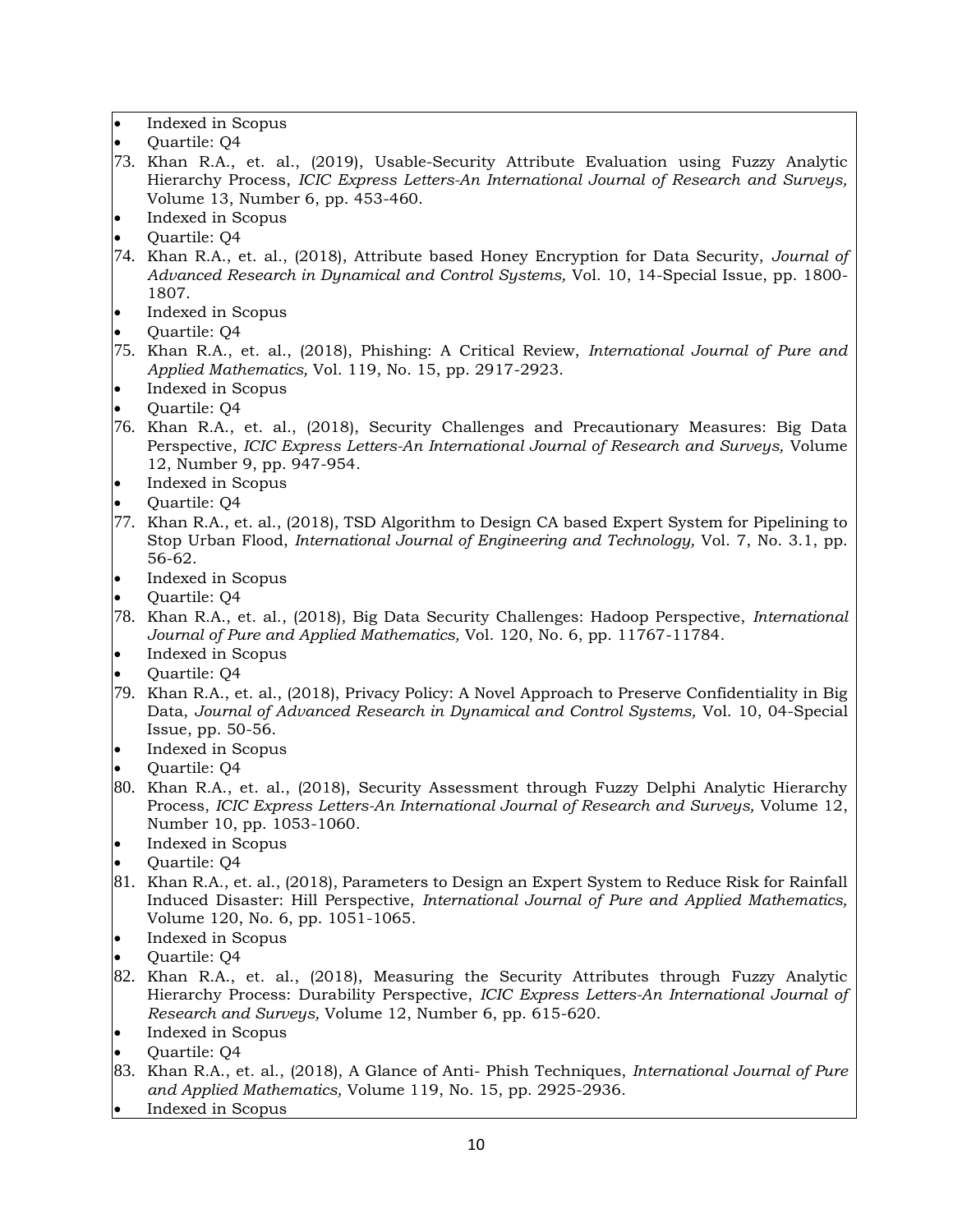- Indexed in Scopus
- Quartile: Q4

73. Khan R.A., et. al., (2019), Usable-Security Attribute Evaluation using Fuzzy Analytic Hierarchy Process, *ICIC Express Letters-An International Journal of Research and Surveys,* Volume 13, Number 6, pp. 453-460.

- Indexed in Scopus
- Quartile: Q4

74. Khan R.A., et. al., (2018), Attribute based Honey Encryption for Data Security, *Journal of Advanced Research in Dynamical and Control Systems,* Vol. 10, 14-Special Issue, pp. 1800-1807.

- Indexed in Scopus
- Quartile: Q4

75. Khan R.A., et. al., (2018), Phishing: A Critical Review, *International Journal of Pure and Applied Mathematics,* Vol. 119, No. 15, pp. 2917-2923.

- Indexed in Scopus
- Quartile: Q4

76. Khan R.A., et. al., (2018), Security Challenges and Precautionary Measures: Big Data Perspective, *ICIC Express Letters-An International Journal of Research and Surveys,* Volume 12, Number 9, pp. 947-954.

- Indexed in Scopus
- Quartile: Q4

77. Khan R.A., et. al., (2018), TSD Algorithm to Design CA based Expert System for Pipelining to Stop Urban Flood, *International Journal of Engineering and Technology,* Vol. 7, No. 3.1, pp. 56-62.

- Indexed in Scopus
- Quartile: Q4

78. Khan R.A., et. al., (2018), Big Data Security Challenges: Hadoop Perspective, *International Journal of Pure and Applied Mathematics,* Vol. 120, No. 6, pp. 11767-11784.

- Indexed in Scopus
- Quartile: Q4

79. Khan R.A., et. al., (2018), Privacy Policy: A Novel Approach to Preserve Confidentiality in Big Data, *Journal of Advanced Research in Dynamical and Control Systems,* Vol. 10, 04-Special Issue, pp. 50-56.

- Indexed in Scopus
- Quartile: Q4

80. Khan R.A., et. al., (2018), Security Assessment through Fuzzy Delphi Analytic Hierarchy Process, *ICIC Express Letters-An International Journal of Research and Surveys,* Volume 12, Number 10, pp. 1053-1060.

- Indexed in Scopus
- Quartile: Q4

81. Khan R.A., et. al., (2018), Parameters to Design an Expert System to Reduce Risk for Rainfall Induced Disaster: Hill Perspective, *International Journal of Pure and Applied Mathematics,* Volume 120, No. 6, pp. 1051-1065.

- Indexed in Scopus
- Quartile: Q4

82. Khan R.A., et. al., (2018), Measuring the Security Attributes through Fuzzy Analytic Hierarchy Process: Durability Perspective, *ICIC Express Letters-An International Journal of Research and Surveys,* Volume 12, Number 6, pp. 615-620.

- Indexed in Scopus
- Quartile: Q4

83. Khan R.A., et. al., (2018), A Glance of Anti- Phish Techniques, *International Journal of Pure and Applied Mathematics,* Volume 119, No. 15, pp. 2925-2936.

- Indexed in Scopus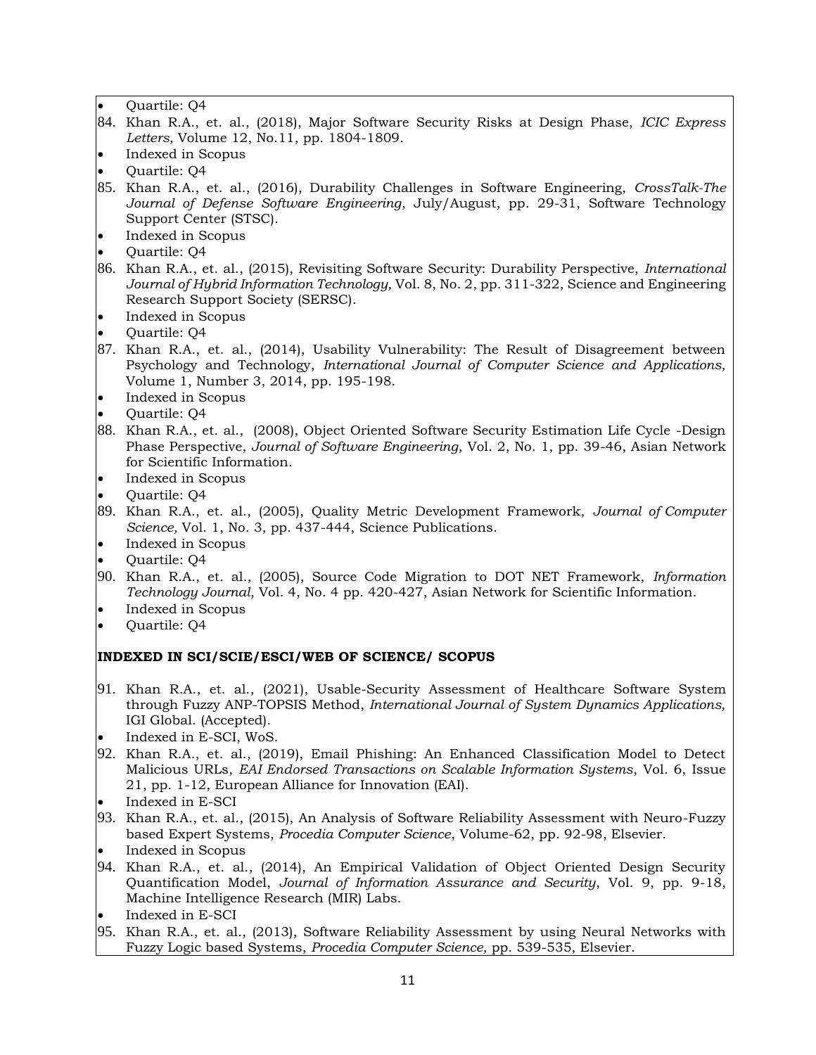- Quartile: Q4

84. Khan R.A., et. al., (2018), Major Software Security Risks at Design Phase, *ICIC Express Letters,* Volume 12, No.11, pp. 1804-1809.

- Indexed in Scopus
- Quartile: Q4

85. Khan R.A., et. al., (2016), Durability Challenges in Software Engineering, *CrossTalk-The Journal of Defense Software Engineering*, July/August, pp. 29-31, Software Technology Support Center (STSC).

- Indexed in Scopus
- Quartile: Q4

86. Khan R.A., et. al., (2015), Revisiting Software Security: Durability Perspective, *International Journal of Hybrid Information Technology,* Vol. 8, No. 2, pp. 311-322, Science and Engineering Research Support Society (SERSC).

- Indexed in Scopus
- Quartile: Q4

87. Khan R.A., et. al., (2014), Usability Vulnerability: The Result of Disagreement between Psychology and Technology, *International Journal of Computer Science and Applications,* Volume 1, Number 3, 2014, pp. 195-198.

- Indexed in Scopus
- Quartile: Q4

88. Khan R.A., et. al., (2008), Object Oriented Software Security Estimation Life Cycle -Design Phase Perspective, *Journal of Software Engineering*, Vol. 2, No. 1, pp. 39-46, Asian Network for Scientific Information.

- Indexed in Scopus
- Quartile: Q4

89. Khan R.A., et. al., (2005), Quality Metric Development Framework, *Journal of Computer Science,* Vol. 1, No. 3, pp. 437-444, Science Publications.

- Indexed in Scopus
- Quartile: Q4

90. Khan R.A., et. al., (2005), Source Code Migration to DOT NET Framework, *Information Technology Journal*, Vol. 4, No. 4 pp. 420-427, Asian Network for Scientific Information.

- Indexed in Scopus
- Quartile: Q4

**INDEXED IN SCI/SCIE/ESCI/WEB OF SCIENCE/ SCOPUS**

91. Khan R.A., et. al., (2021), Usable-Security Assessment of Healthcare Software System through Fuzzy ANP-TOPSIS Method, *International Journal of System Dynamics Applications,* IGI Global. (Accepted).

- Indexed in E-SCI, WoS.

92. Khan R.A., et. al., (2019), Email Phishing: An Enhanced Classification Model to Detect Malicious URLs, *EAI Endorsed Transactions on Scalable Information Systems*, Vol. 6, Issue 21, pp. 1-12, European Alliance for Innovation (EAI).

- Indexed in E-SCI

93. Khan R.A., et. al., (2015), An Analysis of Software Reliability Assessment with Neuro-Fuzzy based Expert Systems, *Procedia Computer Science*, Volume-62, pp. 92-98, Elsevier.

- Indexed in Scopus

94. Khan R.A., et. al., (2014), An Empirical Validation of Object Oriented Design Security Quantification Model, *Journal of Information Assurance and Security*, Vol. 9, pp. 9-18, Machine Intelligence Research (MIR) Labs.

- Indexed in E-SCI

95. Khan R.A., et. al., (2013), Software Reliability Assessment by using Neural Networks with Fuzzy Logic based Systems, *Procedia Computer Science,* pp. 539-535, Elsevier.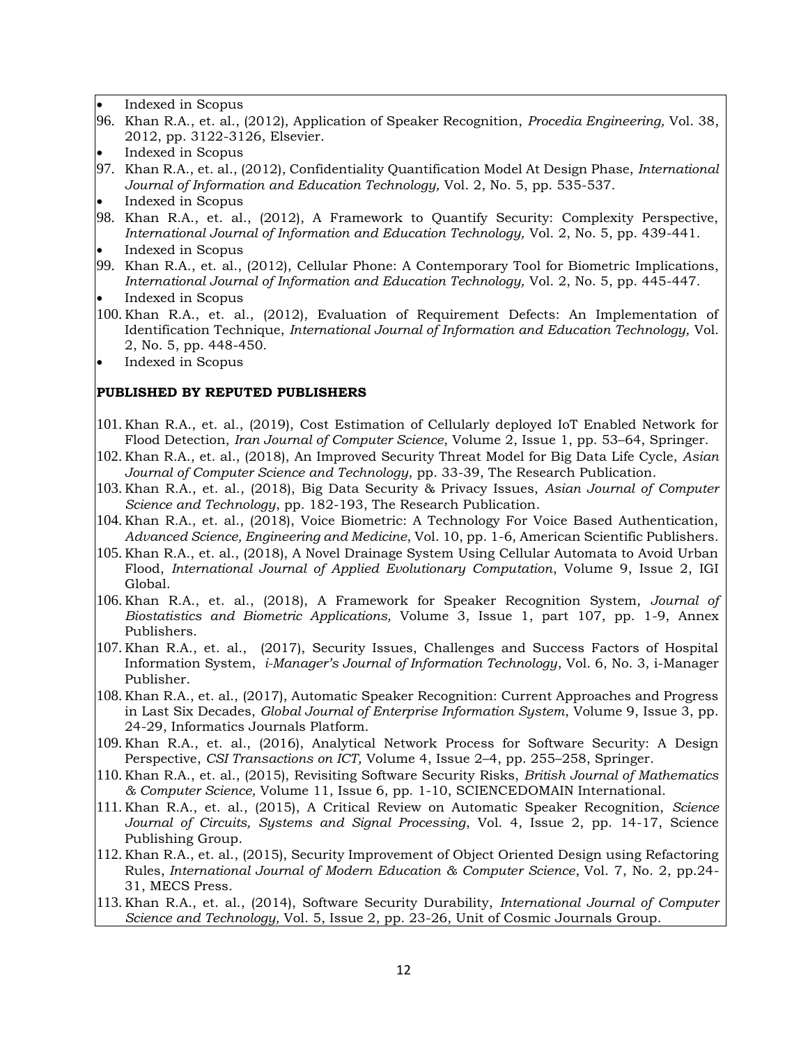- Indexed in Scopus

96. Khan R.A., et. al., (2012), Application of Speaker Recognition, *Procedia Engineering,* Vol. 38, 2012, pp. 3122-3126, Elsevier.
    - Indexed in Scopus
97. Khan R.A., et. al., (2012), Confidentiality Quantification Model At Design Phase, *International Journal of Information and Education Technology,* Vol. 2, No. 5, pp. 535-537.
    - Indexed in Scopus
98. Khan R.A., et. al., (2012), A Framework to Quantify Security: Complexity Perspective, *International Journal of Information and Education Technology,* Vol. 2, No. 5, pp. 439-441.
    - Indexed in Scopus
99. Khan R.A., et. al., (2012), Cellular Phone: A Contemporary Tool for Biometric Implications, *International Journal of Information and Education Technology,* Vol. 2, No. 5, pp. 445-447.
    - Indexed in Scopus
100. Khan R.A., et. al., (2012), Evaluation of Requirement Defects: An Implementation of Identification Technique, *International Journal of Information and Education Technology,* Vol. 2, No. 5, pp. 448-450.
    - Indexed in Scopus

**PUBLISHED BY REPUTED PUBLISHERS**

101. Khan R.A., et. al., (2019), Cost Estimation of Cellularly deployed IoT Enabled Network for Flood Detection, *Iran Journal of Computer Science*, Volume 2, Issue 1, pp. 53–64, Springer.
102. Khan R.A., et. al., (2018), An Improved Security Threat Model for Big Data Life Cycle, *Asian Journal of Computer Science and Technology*, pp. 33-39, The Research Publication.
103. Khan R.A., et. al., (2018), Big Data Security & Privacy Issues, *Asian Journal of Computer Science and Technology*, pp. 182-193, The Research Publication.
104. Khan R.A., et. al., (2018), Voice Biometric: A Technology For Voice Based Authentication, *Advanced Science, Engineering and Medicine*, Vol. 10, pp. 1-6, American Scientific Publishers.
105. Khan R.A., et. al., (2018), A Novel Drainage System Using Cellular Automata to Avoid Urban Flood, *International Journal of Applied Evolutionary Computation*, Volume 9, Issue 2, IGI Global.
106. Khan R.A., et. al., (2018), A Framework for Speaker Recognition System, *Journal of Biostatistics and Biometric Applications,* Volume 3, Issue 1, part 107, pp. 1-9, Annex Publishers.
107. Khan R.A., et. al., (2017), Security Issues, Challenges and Success Factors of Hospital Information System, *i-Manager's Journal of Information Technology*, Vol. 6, No. 3, i-Manager Publisher.
108. Khan R.A., et. al., (2017), Automatic Speaker Recognition: Current Approaches and Progress in Last Six Decades, *Global Journal of Enterprise Information System*, Volume 9, Issue 3, pp. 24-29, Informatics Journals Platform.
109. Khan R.A., et. al., (2016), Analytical Network Process for Software Security: A Design Perspective, *CSI Transactions on ICT,* Volume 4, Issue 2–4, pp. 255–258, Springer.
110. Khan R.A., et. al., (2015), Revisiting Software Security Risks, *British Journal of Mathematics & Computer Science,* Volume 11, Issue 6, pp. 1-10, SCIENCEDOMAIN International.
111. Khan R.A., et. al., (2015), A Critical Review on Automatic Speaker Recognition, *Science Journal of Circuits, Systems and Signal Processing*, Vol. 4, Issue 2, pp. 14-17, Science Publishing Group.
112. Khan R.A., et. al., (2015), Security Improvement of Object Oriented Design using Refactoring Rules, *International Journal of Modern Education & Computer Science*, Vol. 7, No. 2, pp.24-31, MECS Press.
113. Khan R.A., et. al., (2014), Software Security Durability, *International Journal of Computer Science and Technology,* Vol. 5, Issue 2, pp. 23-26, Unit of Cosmic Journals Group.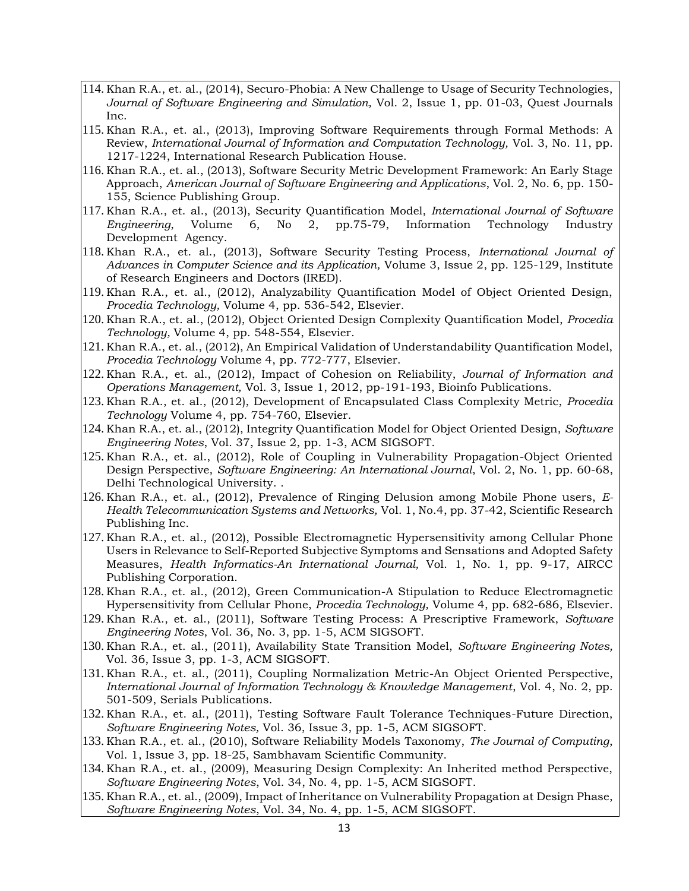114. Khan R.A., et. al., (2014), Securo-Phobia: A New Challenge to Usage of Security Technologies, *Journal of Software Engineering and Simulation,* Vol. 2, Issue 1, pp. 01-03, Quest Journals Inc.
115. Khan R.A., et. al., (2013), Improving Software Requirements through Formal Methods: A Review, *International Journal of Information and Computation Technology,* Vol. 3, No. 11, pp. 1217-1224, International Research Publication House.
116. Khan R.A., et. al., (2013), Software Security Metric Development Framework: An Early Stage Approach, *American Journal of Software Engineering and Applications*, Vol. 2, No. 6, pp. 150-155, Science Publishing Group.
117. Khan R.A., et. al., (2013), Security Quantification Model, *International Journal of Software Engineering*, Volume 6, No 2, pp.75-79, Information Technology Industry Development Agency.
118. Khan R.A., et. al., (2013), Software Security Testing Process, *International Journal of Advances in Computer Science and its Application,* Volume 3, Issue 2, pp. 125-129, Institute of Research Engineers and Doctors (IRED).
119. Khan R.A., et. al., (2012), Analyzability Quantification Model of Object Oriented Design, *Procedia Technology,* Volume 4, pp. 536-542, Elsevier.
120. Khan R.A., et. al., (2012), Object Oriented Design Complexity Quantification Model, *Procedia Technology,* Volume 4, pp. 548-554, Elsevier.
121. Khan R.A., et. al., (2012), An Empirical Validation of Understandability Quantification Model, *Procedia Technology* Volume 4, pp. 772-777, Elsevier.
122. Khan R.A., et. al., (2012), Impact of Cohesion on Reliability, *Journal of Information and Operations Management,* Vol. 3, Issue 1, 2012, pp-191-193, Bioinfo Publications.
123. Khan R.A., et. al., (2012), Development of Encapsulated Class Complexity Metric, *Procedia Technology* Volume 4, pp. 754-760, Elsevier.
124. Khan R.A., et. al., (2012), Integrity Quantification Model for Object Oriented Design, *Software Engineering Notes*, Vol. 37, Issue 2, pp. 1-3, ACM SIGSOFT.
125. Khan R.A., et. al., (2012), Role of Coupling in Vulnerability Propagation-Object Oriented Design Perspective, *Software Engineering: An International Journal*, Vol. 2, No. 1, pp. 60-68, Delhi Technological University. .
126. Khan R.A., et. al., (2012), Prevalence of Ringing Delusion among Mobile Phone users, *E-Health Telecommunication Systems and Networks,* Vol. 1, No.4, pp. 37-42, Scientific Research Publishing Inc.
127. Khan R.A., et. al., (2012), Possible Electromagnetic Hypersensitivity among Cellular Phone Users in Relevance to Self-Reported Subjective Symptoms and Sensations and Adopted Safety Measures, *Health Informatics-An International Journal,* Vol. 1, No. 1, pp. 9-17, AIRCC Publishing Corporation.
128. Khan R.A., et. al., (2012), Green Communication-A Stipulation to Reduce Electromagnetic Hypersensitivity from Cellular Phone, *Procedia Technology,* Volume 4, pp. 682-686, Elsevier.
129. Khan R.A., et. al., (2011), Software Testing Process: A Prescriptive Framework, *Software Engineering Notes*, Vol. 36, No. 3, pp. 1-5, ACM SIGSOFT.
130. Khan R.A., et. al., (2011), Availability State Transition Model, *Software Engineering Notes,* Vol. 36, Issue 3, pp. 1-3, ACM SIGSOFT.
131. Khan R.A., et. al., (2011), Coupling Normalization Metric-An Object Oriented Perspective, *International Journal of Information Technology & Knowledge Management*, Vol. 4, No. 2, pp. 501-509, Serials Publications.
132. Khan R.A., et. al., (2011), Testing Software Fault Tolerance Techniques-Future Direction, *Software Engineering Notes,* Vol. 36, Issue 3, pp. 1-5, ACM SIGSOFT.
133. Khan R.A., et. al., (2010), Software Reliability Models Taxonomy, *The Journal of Computing*, Vol. 1, Issue 3, pp. 18-25, Sambhavam Scientific Community.
134. Khan R.A., et. al., (2009), Measuring Design Complexity: An Inherited method Perspective, *Software Engineering Notes*, Vol. 34, No. 4, pp. 1-5, ACM SIGSOFT.
135. Khan R.A., et. al., (2009), Impact of Inheritance on Vulnerability Propagation at Design Phase, *Software Engineering Notes*, Vol. 34, No. 4, pp. 1-5, ACM SIGSOFT.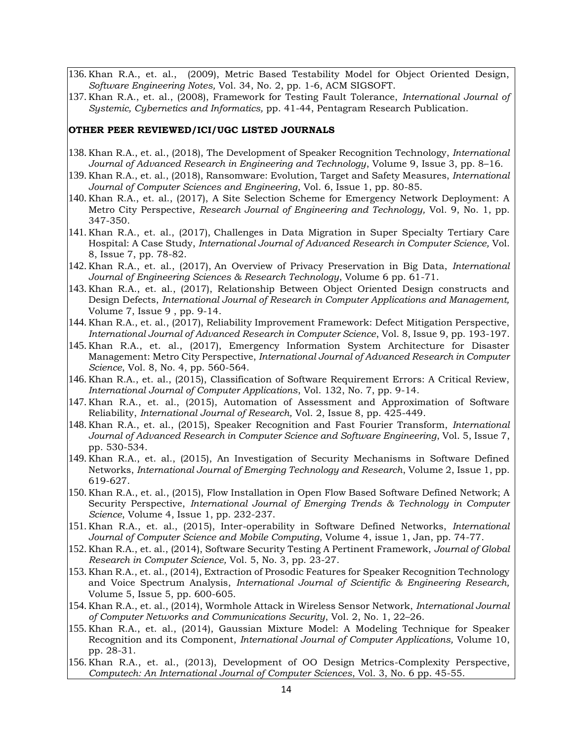136. Khan R.A., et. al., (2009), Metric Based Testability Model for Object Oriented Design, *Software Engineering Notes,* Vol. 34, No. 2, pp. 1-6, ACM SIGSOFT.
137. Khan R.A., et. al., (2008), Framework for Testing Fault Tolerance, *International Journal of Systemic, Cybernetics and Informatics,* pp. 41-44, Pentagram Research Publication.

**OTHER PEER REVIEWED/ICI/UGC LISTED JOURNALS**

138. Khan R.A., et. al., (2018), The Development of Speaker Recognition Technology, *International Journal of Advanced Research in Engineering and Technology*, Volume 9, Issue 3, pp. 8–16.
139. Khan R.A., et. al., (2018), Ransomware: Evolution, Target and Safety Measures, *International Journal of Computer Sciences and Engineering*, Vol. 6, Issue 1, pp. 80-85.
140. Khan R.A., et. al., (2017), A Site Selection Scheme for Emergency Network Deployment: A Metro City Perspective, *Research Journal of Engineering and Technology,* Vol. 9, No. 1, pp. 347-350.
141. Khan R.A., et. al., (2017), Challenges in Data Migration in Super Specialty Tertiary Care Hospital: A Case Study, *International Journal of Advanced Research in Computer Science,* Vol. 8, Issue 7, pp. 78-82.
142. Khan R.A., et. al., (2017), An Overview of Privacy Preservation in Big Data, *International Journal of Engineering Sciences & Research Technology*, Volume 6 pp. 61-71.
143. Khan R.A., et. al., (2017), Relationship Between Object Oriented Design constructs and Design Defects, *International Journal of Research in Computer Applications and Management,* Volume 7, Issue 9 , pp. 9-14.
144. Khan R.A., et. al., (2017), Reliability Improvement Framework: Defect Mitigation Perspective, *International Journal of Advanced Research in Computer Science*, Vol. 8, Issue 9, pp. 193-197.
145. Khan R.A., et. al., (2017), Emergency Information System Architecture for Disaster Management: Metro City Perspective, *International Journal of Advanced Research in Computer Science*, Vol. 8, No. 4, pp. 560-564.
146. Khan R.A., et. al., (2015), Classification of Software Requirement Errors: A Critical Review, *International Journal of Computer Applications*, Vol. 132, No. 7, pp. 9-14.
147. Khan R.A., et. al., (2015), Automation of Assessment and Approximation of Software Reliability, *International Journal of Research,* Vol. 2, Issue 8, pp. 425-449.
148. Khan R.A., et. al., (2015), Speaker Recognition and Fast Fourier Transform, *International Journal of Advanced Research in Computer Science and Software Engineering*, Vol. 5, Issue 7, pp. 530-534.
149. Khan R.A., et. al., (2015), An Investigation of Security Mechanisms in Software Defined Networks, *International Journal of Emerging Technology and Research*, Volume 2, Issue 1, pp. 619-627.
150. Khan R.A., et. al., (2015), Flow Installation in Open Flow Based Software Defined Network; A Security Perspective, *International Journal of Emerging Trends & Technology in Computer Science*, Volume 4, Issue 1, pp. 232-237.
151. Khan R.A., et. al., (2015), Inter-operability in Software Defined Networks, *International Journal of Computer Science and Mobile Computing*, Volume 4, issue 1, Jan, pp. 74-77.
152. Khan R.A., et. al., (2014), Software Security Testing A Pertinent Framework, *Journal of Global Research in Computer Science,* Vol. 5, No. 3, pp. 23-27.
153. Khan R.A., et. al., (2014), Extraction of Prosodic Features for Speaker Recognition Technology and Voice Spectrum Analysis, *International Journal of Scientific & Engineering Research,* Volume 5, Issue 5, pp. 600-605.
154. Khan R.A., et. al., (2014), Wormhole Attack in Wireless Sensor Network, *International Journal of Computer Networks and Communications Security*, Vol. 2, No. 1, 22–26.
155. Khan R.A., et. al., (2014), Gaussian Mixture Model: A Modeling Technique for Speaker Recognition and its Component, *International Journal of Computer Applications,* Volume 10, pp. 28-31.
156. Khan R.A., et. al., (2013), Development of OO Design Metrics-Complexity Perspective, *Computech: An International Journal of Computer Sciences*, Vol. 3, No. 6 pp. 45-55.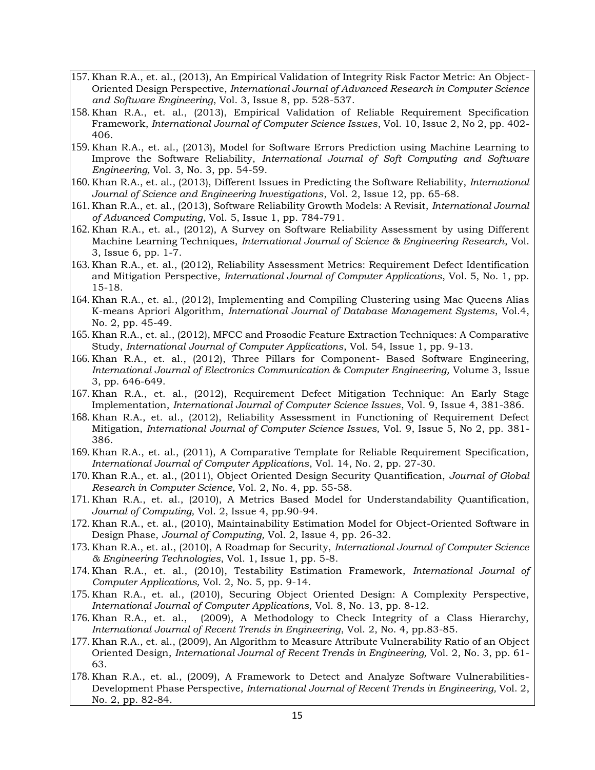157. Khan R.A., et. al., (2013), An Empirical Validation of Integrity Risk Factor Metric: An Object-Oriented Design Perspective, *International Journal of Advanced Research in Computer Science and Software Engineering*, Vol. 3, Issue 8, pp. 528-537.
158. Khan R.A., et. al., (2013), Empirical Validation of Reliable Requirement Specification Framework, *International Journal of Computer Science Issues*, Vol. 10, Issue 2, No 2, pp. 402-406.
159. Khan R.A., et. al., (2013), Model for Software Errors Prediction using Machine Learning to Improve the Software Reliability, *International Journal of Soft Computing and Software Engineering,* Vol. 3, No. 3, pp. 54-59.
160. Khan R.A., et. al., (2013), Different Issues in Predicting the Software Reliability, *International Journal of Science and Engineering Investigations*, Vol. 2, Issue 12, pp. 65-68.
161. Khan R.A., et. al., (2013), Software Reliability Growth Models: A Revisit, *International Journal of Advanced Computing*, Vol. 5, Issue 1, pp. 784-791.
162. Khan R.A., et. al., (2012), A Survey on Software Reliability Assessment by using Different Machine Learning Techniques, *International Journal of Science & Engineering Research*, Vol. 3, Issue 6, pp. 1-7.
163. Khan R.A., et. al., (2012), Reliability Assessment Metrics: Requirement Defect Identification and Mitigation Perspective, *International Journal of Computer Applications*, Vol. 5, No. 1, pp. 15-18.
164. Khan R.A., et. al., (2012), Implementing and Compiling Clustering using Mac Queens Alias K-means Apriori Algorithm, *International Journal of Database Management Systems*, Vol.4, No. 2, pp. 45-49.
165. Khan R.A., et. al., (2012), MFCC and Prosodic Feature Extraction Techniques: A Comparative Study, *International Journal of Computer Applications*, Vol. 54, Issue 1, pp. 9-13.
166. Khan R.A., et. al., (2012), Three Pillars for Component- Based Software Engineering, *International Journal of Electronics Communication & Computer Engineering,* Volume 3, Issue 3, pp. 646-649.
167. Khan R.A., et. al., (2012), Requirement Defect Mitigation Technique: An Early Stage Implementation, *International Journal of Computer Science Issues*, Vol. 9, Issue 4, 381-386.
168. Khan R.A., et. al., (2012), Reliability Assessment in Functioning of Requirement Defect Mitigation, *International Journal of Computer Science Issues,* Vol. 9, Issue 5, No 2, pp. 381-386.
169. Khan R.A., et. al., (2011), A Comparative Template for Reliable Requirement Specification, *International Journal of Computer Applications*, Vol. 14, No. 2, pp. 27-30.
170. Khan R.A., et. al., (2011), Object Oriented Design Security Quantification, *Journal of Global Research in Computer Science,* Vol. 2, No. 4, pp. 55-58.
171. Khan R.A., et. al., (2010), A Metrics Based Model for Understandability Quantification, *Journal of Computing,* Vol. 2, Issue 4, pp.90-94.
172. Khan R.A., et. al., (2010), Maintainability Estimation Model for Object-Oriented Software in Design Phase, *Journal of Computing,* Vol. 2, Issue 4, pp. 26-32.
173. Khan R.A., et. al., (2010), A Roadmap for Security, *International Journal of Computer Science & Engineering Technologies*, Vol. 1, Issue 1, pp. 5-8.
174. Khan R.A., et. al., (2010), Testability Estimation Framework, *International Journal of Computer Applications,* Vol. 2, No. 5, pp. 9-14.
175. Khan R.A., et. al., (2010), Securing Object Oriented Design: A Complexity Perspective, *International Journal of Computer Applications,* Vol. 8, No. 13, pp. 8-12.
176. Khan R.A., et. al., (2009), A Methodology to Check Integrity of a Class Hierarchy, *International Journal of Recent Trends in Engineering*, Vol. 2, No. 4, pp.83-85.
177. Khan R.A., et. al., (2009), An Algorithm to Measure Attribute Vulnerability Ratio of an Object Oriented Design, *International Journal of Recent Trends in Engineering,* Vol. 2, No. 3, pp. 61-63.
178. Khan R.A., et. al., (2009), A Framework to Detect and Analyze Software Vulnerabilities-Development Phase Perspective, *International Journal of Recent Trends in Engineering,* Vol. 2, No. 2, pp. 82-84.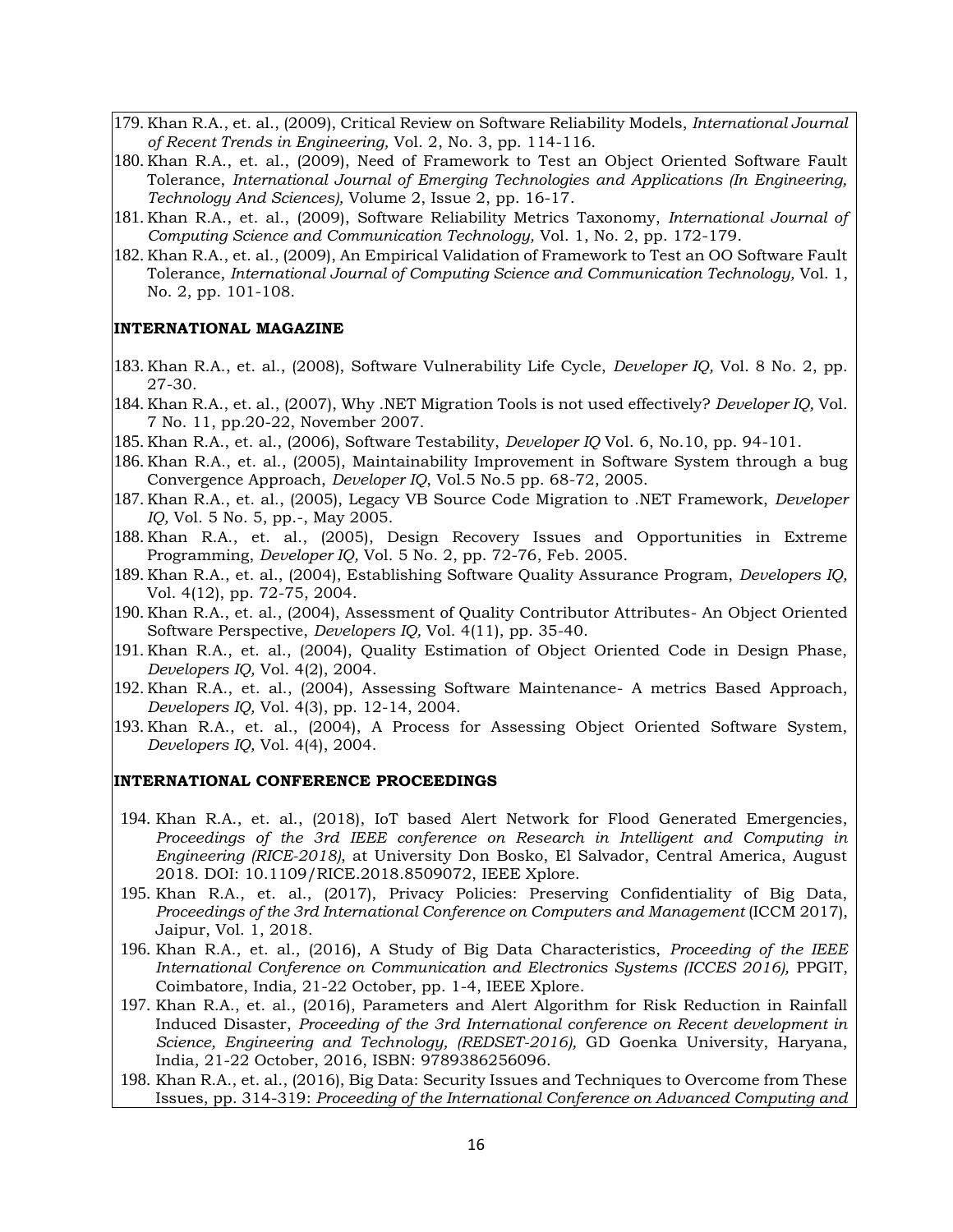179. Khan R.A., et. al., (2009), Critical Review on Software Reliability Models, *International Journal of Recent Trends in Engineering,* Vol. 2, No. 3, pp. 114-116.
180. Khan R.A., et. al., (2009), Need of Framework to Test an Object Oriented Software Fault Tolerance, *International Journal of Emerging Technologies and Applications (In Engineering, Technology And Sciences),* Volume 2, Issue 2, pp. 16-17.
181. Khan R.A., et. al., (2009), Software Reliability Metrics Taxonomy, *International Journal of Computing Science and Communication Technology,* Vol. 1, No. 2, pp. 172-179.
182. Khan R.A., et. al., (2009), An Empirical Validation of Framework to Test an OO Software Fault Tolerance, *International Journal of Computing Science and Communication Technology,* Vol. 1, No. 2, pp. 101-108.

**INTERNATIONAL MAGAZINE**

183. Khan R.A., et. al., (2008), Software Vulnerability Life Cycle, *Developer IQ,* Vol. 8 No. 2, pp. 27-30.
184. Khan R.A., et. al., (2007), Why .NET Migration Tools is not used effectively? *Developer IQ,* Vol. 7 No. 11, pp.20-22, November 2007.
185. Khan R.A., et. al., (2006), Software Testability, *Developer IQ* Vol. 6, No.10, pp. 94-101.
186. Khan R.A., et. al., (2005), Maintainability Improvement in Software System through a bug Convergence Approach, *Developer IQ*, Vol.5 No.5 pp. 68-72, 2005.
187. Khan R.A., et. al., (2005), Legacy VB Source Code Migration to .NET Framework, *Developer IQ,* Vol. 5 No. 5, pp.-, May 2005.
188. Khan R.A., et. al., (2005), Design Recovery Issues and Opportunities in Extreme Programming, *Developer IQ,* Vol. 5 No. 2, pp. 72-76, Feb. 2005.
189. Khan R.A., et. al., (2004), Establishing Software Quality Assurance Program, *Developers IQ,* Vol. 4(12), pp. 72-75, 2004.
190. Khan R.A., et. al., (2004), Assessment of Quality Contributor Attributes- An Object Oriented Software Perspective, *Developers IQ,* Vol. 4(11), pp. 35-40.
191. Khan R.A., et. al., (2004), Quality Estimation of Object Oriented Code in Design Phase, *Developers IQ,* Vol. 4(2), 2004.
192. Khan R.A., et. al., (2004), Assessing Software Maintenance- A metrics Based Approach, *Developers IQ,* Vol. 4(3), pp. 12-14, 2004.
193. Khan R.A., et. al., (2004), A Process for Assessing Object Oriented Software System, *Developers IQ,* Vol. 4(4), 2004.

**INTERNATIONAL CONFERENCE PROCEEDINGS**

194. Khan R.A., et. al., (2018), IoT based Alert Network for Flood Generated Emergencies, *Proceedings of the 3rd IEEE conference on Research in Intelligent and Computing in Engineering (RICE-2018)*, at University Don Bosko, El Salvador, Central America, August 2018. DOI: 10.1109/RICE.2018.8509072, IEEE Xplore.
195. Khan R.A., et. al., (2017), Privacy Policies: Preserving Confidentiality of Big Data, *Proceedings of the 3rd International Conference on Computers and Management* (ICCM 2017), Jaipur, Vol. 1, 2018.
196. Khan R.A., et. al., (2016), A Study of Big Data Characteristics, *Proceeding of the IEEE International Conference on Communication and Electronics Systems (ICCES 2016),* PPGIT, Coimbatore, India, 21-22 October, pp. 1-4, IEEE Xplore.
197. Khan R.A., et. al., (2016), Parameters and Alert Algorithm for Risk Reduction in Rainfall Induced Disaster, *Proceeding of the 3rd International conference on Recent development in Science, Engineering and Technology, (REDSET-2016),* GD Goenka University, Haryana, India, 21-22 October, 2016, ISBN: 9789386256096.
198. Khan R.A., et. al., (2016), Big Data: Security Issues and Techniques to Overcome from These Issues, pp. 314-319: *Proceeding of the International Conference on Advanced Computing and*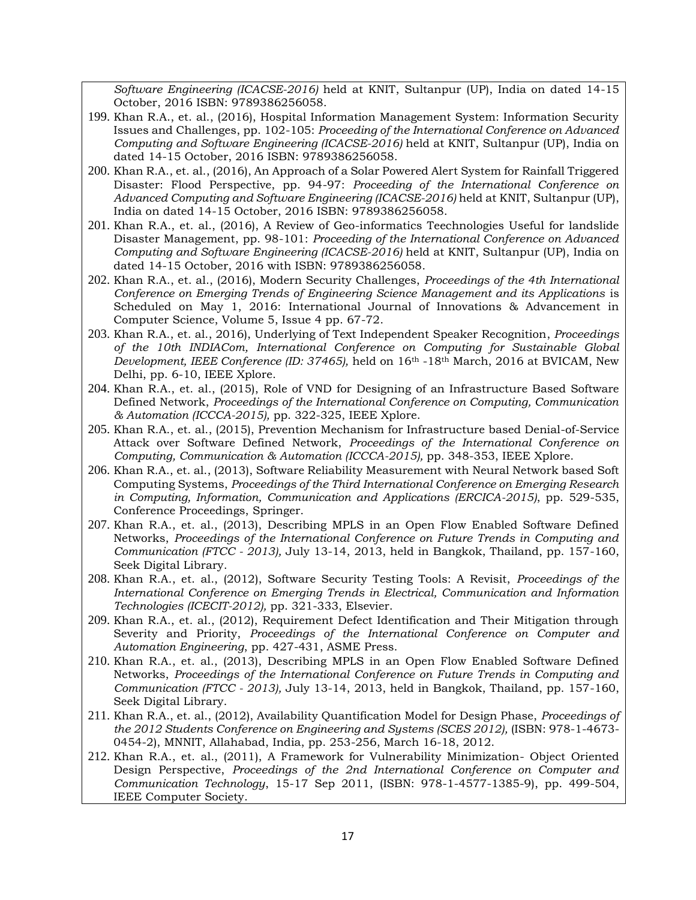*Software Engineering (ICACSE-2016)* held at KNIT, Sultanpur (UP), India on dated 14-15 October, 2016 ISBN: 9789386256058.

199. Khan R.A., et. al., (2016), Hospital Information Management System: Information Security Issues and Challenges, pp. 102-105: *Proceeding of the International Conference on Advanced Computing and Software Engineering (ICACSE-2016)* held at KNIT, Sultanpur (UP), India on dated 14-15 October, 2016 ISBN: 9789386256058.
200. Khan R.A., et. al., (2016), An Approach of a Solar Powered Alert System for Rainfall Triggered Disaster: Flood Perspective, pp. 94-97: *Proceeding of the International Conference on Advanced Computing and Software Engineering (ICACSE-2016)* held at KNIT, Sultanpur (UP), India on dated 14-15 October, 2016 ISBN: 9789386256058.
201. Khan R.A., et. al., (2016), A Review of Geo-informatics Teechnologies Useful for landslide Disaster Management, pp. 98-101: *Proceeding of the International Conference on Advanced Computing and Software Engineering (ICACSE-2016)* held at KNIT, Sultanpur (UP), India on dated 14-15 October, 2016 with ISBN: 9789386256058.
202. Khan R.A., et. al., (2016), Modern Security Challenges, *Proceedings of the 4th International Conference on Emerging Trends of Engineering Science Management and its Applications* is Scheduled on May 1, 2016: International Journal of Innovations & Advancement in Computer Science, Volume 5, Issue 4 pp. 67-72.
203. Khan R.A., et. al., 2016), Underlying of Text Independent Speaker Recognition, *Proceedings of the 10th INDIACom, International Conference on Computing for Sustainable Global Development, IEEE Conference (ID: 37465),* held on 16th -18th March, 2016 at BVICAM, New Delhi, pp. 6-10, IEEE Xplore.
204. Khan R.A., et. al., (2015), Role of VND for Designing of an Infrastructure Based Software Defined Network, *Proceedings of the International Conference on Computing, Communication & Automation (ICCCA-2015),* pp. 322-325, IEEE Xplore.
205. Khan R.A., et. al., (2015), Prevention Mechanism for Infrastructure based Denial-of-Service Attack over Software Defined Network, *Proceedings of the International Conference on Computing, Communication & Automation (ICCCA-2015),* pp. 348-353, IEEE Xplore.
206. Khan R.A., et. al., (2013), Software Reliability Measurement with Neural Network based Soft Computing Systems, *Proceedings of the Third International Conference on Emerging Research in Computing, Information, Communication and Applications (ERCICA-2015)*, pp. 529-535, Conference Proceedings, Springer.
207. Khan R.A., et. al., (2013), Describing MPLS in an Open Flow Enabled Software Defined Networks, *Proceedings of the International Conference on Future Trends in Computing and Communication (FTCC - 2013),* July 13-14, 2013, held in Bangkok, Thailand, pp. 157-160, Seek Digital Library.
208. Khan R.A., et. al., (2012), Software Security Testing Tools: A Revisit, *Proceedings of the International Conference on Emerging Trends in Electrical, Communication and Information Technologies (ICECIT-2012),* pp. 321-333, Elsevier.
209. Khan R.A., et. al., (2012), Requirement Defect Identification and Their Mitigation through Severity and Priority, *Proceedings of the International Conference on Computer and Automation Engineering*, pp. 427-431, ASME Press.
210. Khan R.A., et. al., (2013), Describing MPLS in an Open Flow Enabled Software Defined Networks, *Proceedings of the International Conference on Future Trends in Computing and Communication (FTCC - 2013),* July 13-14, 2013, held in Bangkok, Thailand, pp. 157-160, Seek Digital Library.
211. Khan R.A., et. al., (2012), Availability Quantification Model for Design Phase, *Proceedings of the 2012 Students Conference on Engineering and Systems (SCES 2012),* (ISBN: 978-1-4673-0454-2), MNNIT, Allahabad, India, pp. 253-256, March 16-18, 2012.
212. Khan R.A., et. al., (2011), A Framework for Vulnerability Minimization- Object Oriented Design Perspective, *Proceedings of the 2nd International Conference on Computer and Communication Technology*, 15-17 Sep 2011, (ISBN: 978-1-4577-1385-9), pp. 499-504, IEEE Computer Society.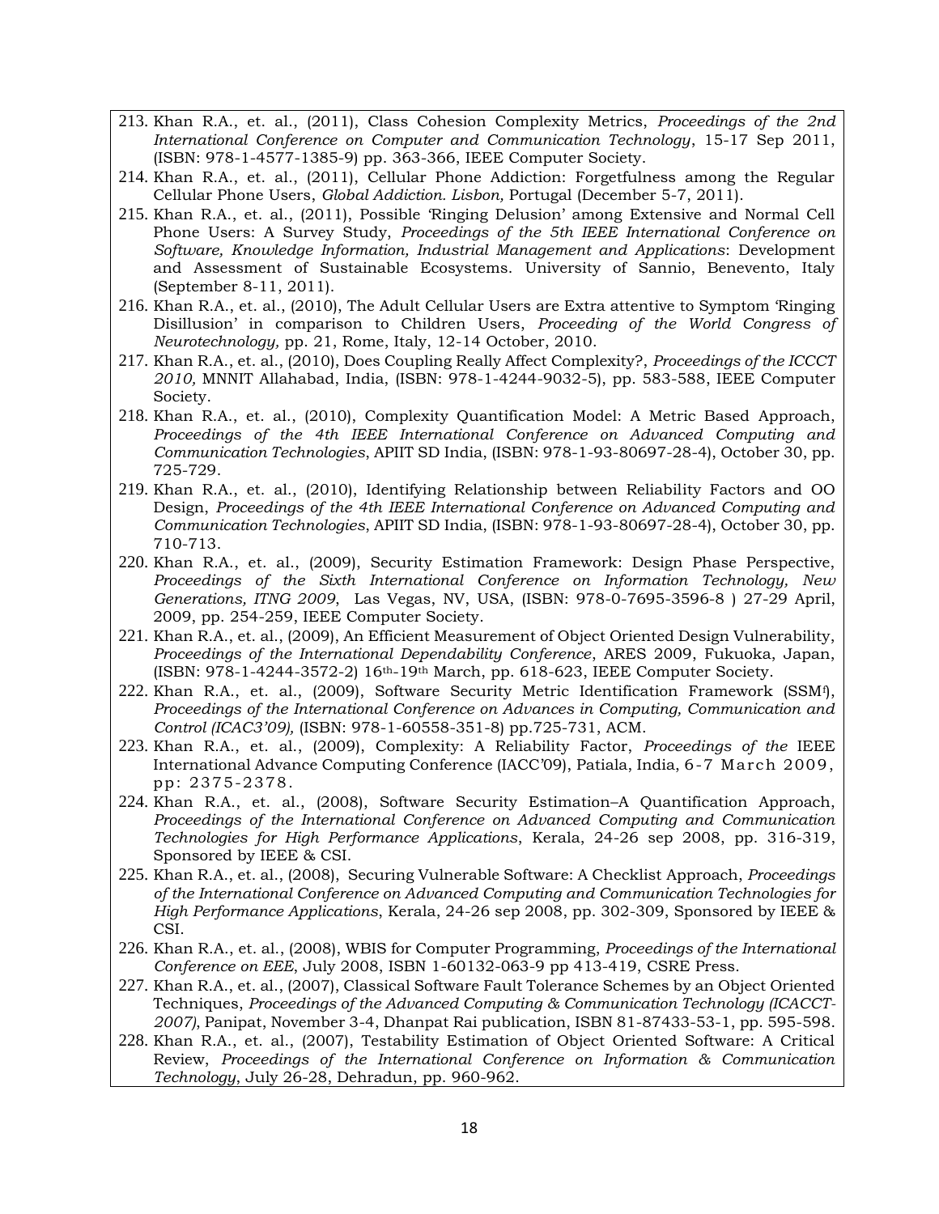213. Khan R.A., et. al., (2011), Class Cohesion Complexity Metrics, *Proceedings of the 2nd International Conference on Computer and Communication Technology*, 15-17 Sep 2011, (ISBN: 978-1-4577-1385-9) pp. 363-366, IEEE Computer Society.
214. Khan R.A., et. al., (2011), Cellular Phone Addiction: Forgetfulness among the Regular Cellular Phone Users, *Global Addiction. Lisbon,* Portugal (December 5-7, 2011).
215. Khan R.A., et. al., (2011), Possible 'Ringing Delusion' among Extensive and Normal Cell Phone Users: A Survey Study, *Proceedings of the 5th IEEE International Conference on Software, Knowledge Information, Industrial Management and Applications*: Development and Assessment of Sustainable Ecosystems. University of Sannio, Benevento, Italy (September 8-11, 2011).
216. Khan R.A., et. al., (2010), The Adult Cellular Users are Extra attentive to Symptom 'Ringing Disillusion' in comparison to Children Users, *Proceeding of the World Congress of Neurotechnology,* pp. 21, Rome, Italy, 12-14 October, 2010.
217. Khan R.A., et. al., (2010), Does Coupling Really Affect Complexity?, *Proceedings of the ICCCT 2010,* MNNIT Allahabad, India, (ISBN: 978-1-4244-9032-5), pp. 583-588, IEEE Computer Society.
218. Khan R.A., et. al., (2010), Complexity Quantification Model: A Metric Based Approach, *Proceedings of the 4th IEEE International Conference on Advanced Computing and Communication Technologies*, APIIT SD India, (ISBN: 978-1-93-80697-28-4), October 30, pp. 725-729.
219. Khan R.A., et. al., (2010), Identifying Relationship between Reliability Factors and OO Design, *Proceedings of the 4th IEEE International Conference on Advanced Computing and Communication Technologies*, APIIT SD India, (ISBN: 978-1-93-80697-28-4), October 30, pp. 710-713.
220. Khan R.A., et. al., (2009), Security Estimation Framework: Design Phase Perspective, *Proceedings of the Sixth International Conference on Information Technology, New Generations, ITNG 2009*, Las Vegas, NV, USA, (ISBN: 978-0-7695-3596-8 ) 27-29 April, 2009, pp. 254-259, IEEE Computer Society.
221. Khan R.A., et. al., (2009), An Efficient Measurement of Object Oriented Design Vulnerability, *Proceedings of the International Dependability Conference*, ARES 2009, Fukuoka, Japan, (ISBN: 978-1-4244-3572-2) 16th-19th March, pp. 618-623, IEEE Computer Society.
222. Khan R.A., et. al., (2009), Software Security Metric Identification Framework (SSM[f]), *Proceedings of the International Conference on Advances in Computing, Communication and Control (ICAC3'09),* (ISBN: 978-1-60558-351-8) pp.725-731, ACM.
223. Khan R.A., et. al., (2009), Complexity: A Reliability Factor, *Proceedings of the* IEEE International Advance Computing Conference (IACC'09), Patiala, India, 6-7 March 2009, pp: 2375-2378.
224. Khan R.A., et. al., (2008), Software Security Estimation–A Quantification Approach, *Proceedings of the International Conference on Advanced Computing and Communication Technologies for High Performance Applications*, Kerala, 24-26 sep 2008, pp. 316-319, Sponsored by IEEE & CSI.
225. Khan R.A., et. al., (2008), Securing Vulnerable Software: A Checklist Approach, *Proceedings of the International Conference on Advanced Computing and Communication Technologies for High Performance Applications*, Kerala, 24-26 sep 2008, pp. 302-309, Sponsored by IEEE & CSI.
226. Khan R.A., et. al., (2008), WBIS for Computer Programming, *Proceedings of the International Conference on EEE,* July 2008, ISBN 1-60132-063-9 pp 413-419, CSRE Press.
227. Khan R.A., et. al., (2007), Classical Software Fault Tolerance Schemes by an Object Oriented Techniques, *Proceedings of the Advanced Computing & Communication Technology (ICACCT-2007)*, Panipat, November 3-4, Dhanpat Rai publication, ISBN 81-87433-53-1, pp. 595-598.
228. Khan R.A., et. al., (2007), Testability Estimation of Object Oriented Software: A Critical Review, *Proceedings of the International Conference on Information & Communication Technology*, July 26-28, Dehradun, pp. 960-962.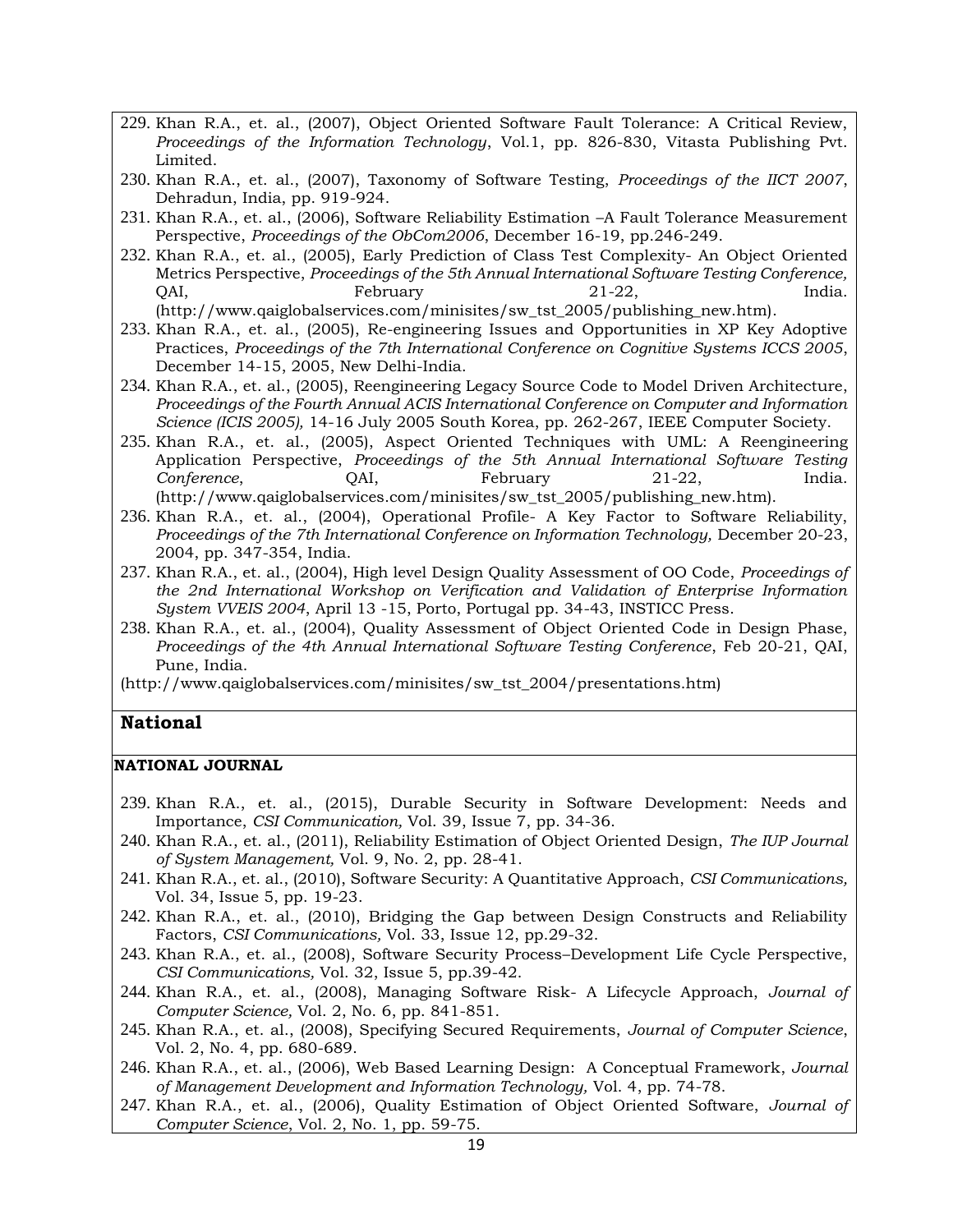229. Khan R.A., et. al., (2007), Object Oriented Software Fault Tolerance: A Critical Review, *Proceedings of the Information Technology*, Vol.1, pp. 826-830, Vitasta Publishing Pvt. Limited.
230. Khan R.A., et. al., (2007), Taxonomy of Software Testing, *Proceedings of the IICT 2007*, Dehradun, India, pp. 919-924.
231. Khan R.A., et. al., (2006), Software Reliability Estimation –A Fault Tolerance Measurement Perspective, *Proceedings of the ObCom2006*, December 16-19, pp.246-249.
232. Khan R.A., et. al., (2005), Early Prediction of Class Test Complexity- An Object Oriented Metrics Perspective, *Proceedings of the 5th Annual International Software Testing Conference,* QAI, February 21-22, India. (http://www.qaiglobalservices.com/minisites/sw_tst_2005/publishing_new.htm).
233. Khan R.A., et. al., (2005), Re-engineering Issues and Opportunities in XP Key Adoptive Practices, *Proceedings of the 7th International Conference on Cognitive Systems ICCS 2005*, December 14-15, 2005, New Delhi-India.
234. Khan R.A., et. al., (2005), Reengineering Legacy Source Code to Model Driven Architecture, *Proceedings of the Fourth Annual ACIS International Conference on Computer and Information Science (ICIS 2005),* 14-16 July 2005 South Korea, pp. 262-267, IEEE Computer Society.
235. Khan R.A., et. al., (2005), Aspect Oriented Techniques with UML: A Reengineering Application Perspective, *Proceedings of the 5th Annual International Software Testing Conference*, QAI, February 21-22, India. (http://www.qaiglobalservices.com/minisites/sw_tst_2005/publishing_new.htm).
236. Khan R.A., et. al., (2004), Operational Profile- A Key Factor to Software Reliability, *Proceedings of the 7th International Conference on Information Technology,* December 20-23, 2004, pp. 347-354, India.
237. Khan R.A., et. al., (2004), High level Design Quality Assessment of OO Code, *Proceedings of the 2nd International Workshop on Verification and Validation of Enterprise Information System VVEIS 2004*, April 13 -15, Porto, Portugal pp. 34-43, INSTICC Press.
238. Khan R.A., et. al., (2004), Quality Assessment of Object Oriented Code in Design Phase, *Proceedings of the 4th Annual International Software Testing Conference*, Feb 20-21, QAI, Pune, India.

(http://www.qaiglobalservices.com/minisites/sw_tst_2004/presentations.htm)

## National

**NATIONAL JOURNAL**

239. Khan R.A., et. al., (2015), Durable Security in Software Development: Needs and Importance, *CSI Communication,* Vol. 39, Issue 7, pp. 34-36.
240. Khan R.A., et. al., (2011), Reliability Estimation of Object Oriented Design, *The IUP Journal of System Management,* Vol. 9, No. 2, pp. 28-41.
241. Khan R.A., et. al., (2010), Software Security: A Quantitative Approach, *CSI Communications,* Vol. 34, Issue 5, pp. 19-23.
242. Khan R.A., et. al., (2010), Bridging the Gap between Design Constructs and Reliability Factors, *CSI Communications,* Vol. 33, Issue 12, pp.29-32.
243. Khan R.A., et. al., (2008), Software Security Process–Development Life Cycle Perspective, *CSI Communications,* Vol. 32, Issue 5, pp.39-42.
244. Khan R.A., et. al., (2008), Managing Software Risk- A Lifecycle Approach, *Journal of Computer Science,* Vol. 2, No. 6, pp. 841-851.
245. Khan R.A., et. al., (2008), Specifying Secured Requirements, *Journal of Computer Science*, Vol. 2, No. 4, pp. 680-689.
246. Khan R.A., et. al., (2006), Web Based Learning Design: A Conceptual Framework, *Journal of Management Development and Information Technology,* Vol. 4, pp. 74-78.
247. Khan R.A., et. al., (2006), Quality Estimation of Object Oriented Software, *Journal of Computer Science*, Vol. 2, No. 1, pp. 59-75.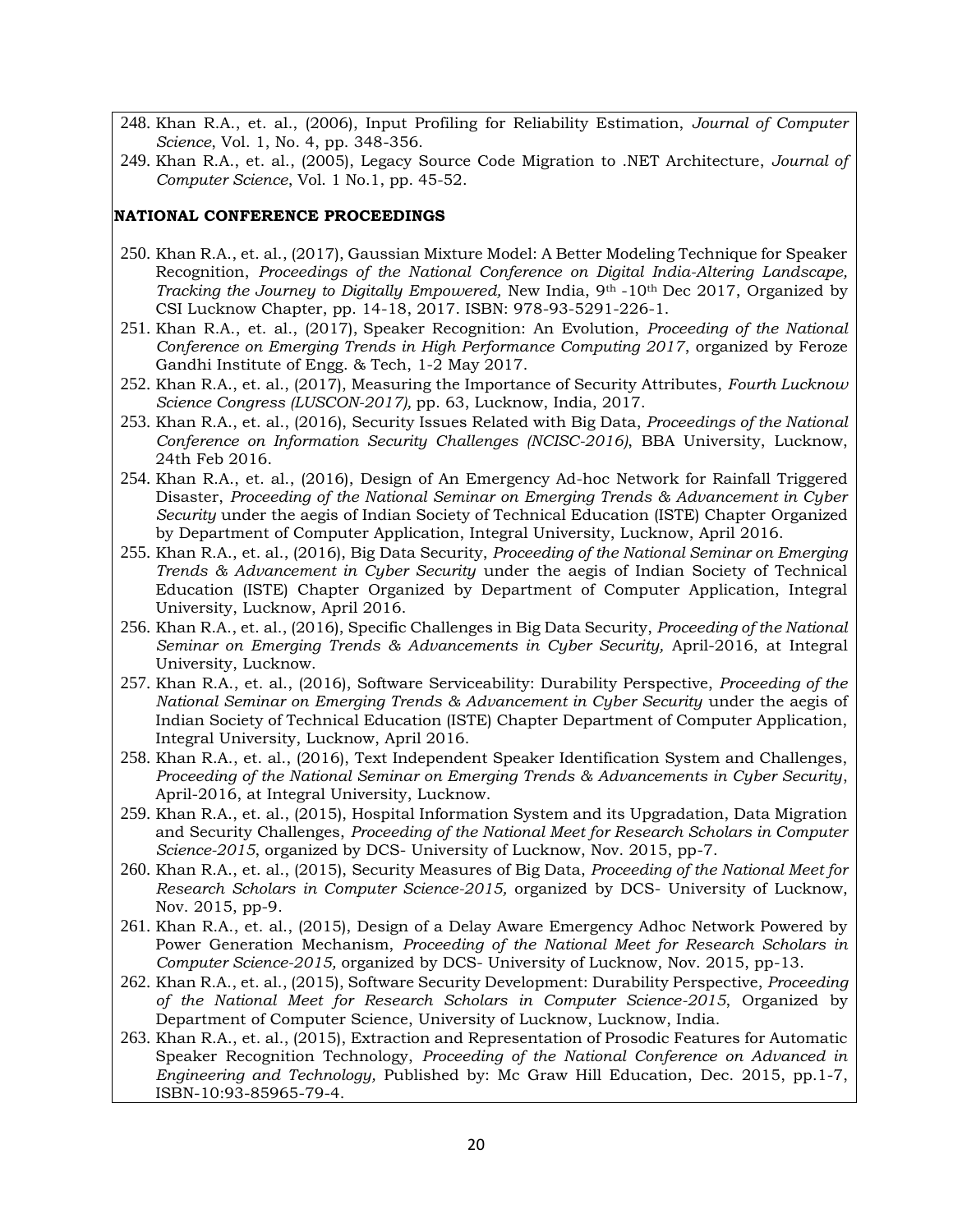248. Khan R.A., et. al., (2006), Input Profiling for Reliability Estimation, *Journal of Computer Science*, Vol. 1, No. 4, pp. 348-356.
249. Khan R.A., et. al., (2005), Legacy Source Code Migration to .NET Architecture, *Journal of Computer Science*, Vol. 1 No.1, pp. 45-52.

**NATIONAL CONFERENCE PROCEEDINGS**

250. Khan R.A., et. al., (2017), Gaussian Mixture Model: A Better Modeling Technique for Speaker Recognition, *Proceedings of the National Conference on Digital India-Altering Landscape, Tracking the Journey to Digitally Empowered,* New India, 9th -10th Dec 2017, Organized by CSI Lucknow Chapter, pp. 14-18, 2017. ISBN: 978-93-5291-226-1.
251. Khan R.A., et. al., (2017), Speaker Recognition: An Evolution, *Proceeding of the National Conference on Emerging Trends in High Performance Computing 2017*, organized by Feroze Gandhi Institute of Engg. & Tech, 1-2 May 2017.
252. Khan R.A., et. al., (2017), Measuring the Importance of Security Attributes, *Fourth Lucknow Science Congress (LUSCON-2017),* pp. 63, Lucknow, India, 2017.
253. Khan R.A., et. al., (2016), Security Issues Related with Big Data, *Proceedings of the National Conference on Information Security Challenges (NCISC-2016)*, BBA University, Lucknow, 24th Feb 2016.
254. Khan R.A., et. al., (2016), Design of An Emergency Ad-hoc Network for Rainfall Triggered Disaster, *Proceeding of the National Seminar on Emerging Trends & Advancement in Cyber Security* under the aegis of Indian Society of Technical Education (ISTE) Chapter Organized by Department of Computer Application, Integral University, Lucknow, April 2016.
255. Khan R.A., et. al., (2016), Big Data Security, *Proceeding of the National Seminar on Emerging Trends & Advancement in Cyber Security* under the aegis of Indian Society of Technical Education (ISTE) Chapter Organized by Department of Computer Application, Integral University, Lucknow, April 2016.
256. Khan R.A., et. al., (2016), Specific Challenges in Big Data Security, *Proceeding of the National Seminar on Emerging Trends & Advancements in Cyber Security,* April-2016, at Integral University, Lucknow.
257. Khan R.A., et. al., (2016), Software Serviceability: Durability Perspective, *Proceeding of the National Seminar on Emerging Trends & Advancement in Cyber Security* under the aegis of Indian Society of Technical Education (ISTE) Chapter Department of Computer Application, Integral University, Lucknow, April 2016.
258. Khan R.A., et. al., (2016), Text Independent Speaker Identification System and Challenges, *Proceeding of the National Seminar on Emerging Trends & Advancements in Cyber Security*, April-2016, at Integral University, Lucknow.
259. Khan R.A., et. al., (2015), Hospital Information System and its Upgradation, Data Migration and Security Challenges, *Proceeding of the National Meet for Research Scholars in Computer Science-2015*, organized by DCS- University of Lucknow, Nov. 2015, pp-7.
260. Khan R.A., et. al., (2015), Security Measures of Big Data, *Proceeding of the National Meet for Research Scholars in Computer Science-2015,* organized by DCS- University of Lucknow, Nov. 2015, pp-9.
261. Khan R.A., et. al., (2015), Design of a Delay Aware Emergency Adhoc Network Powered by Power Generation Mechanism, *Proceeding of the National Meet for Research Scholars in Computer Science-2015,* organized by DCS- University of Lucknow, Nov. 2015, pp-13.
262. Khan R.A., et. al., (2015), Software Security Development: Durability Perspective, *Proceeding of the National Meet for Research Scholars in Computer Science-2015*, Organized by Department of Computer Science, University of Lucknow, Lucknow, India.
263. Khan R.A., et. al., (2015), Extraction and Representation of Prosodic Features for Automatic Speaker Recognition Technology, *Proceeding of the National Conference on Advanced in Engineering and Technology,* Published by: Mc Graw Hill Education, Dec. 2015, pp.1-7, ISBN-10:93-85965-79-4.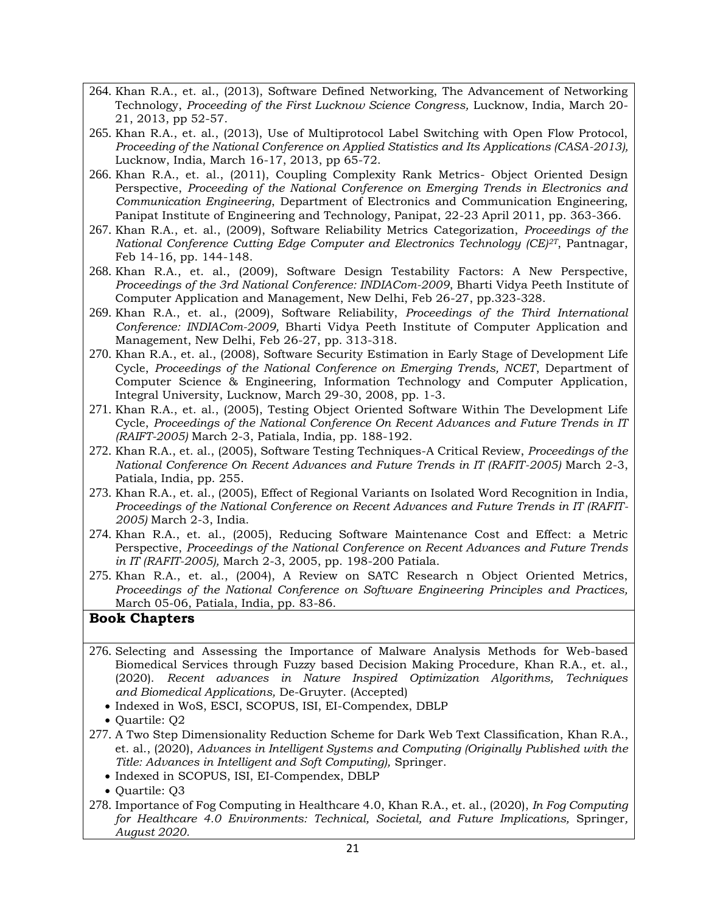264. Khan R.A., et. al., (2013), Software Defined Networking, The Advancement of Networking Technology, *Proceeding of the First Lucknow Science Congress,* Lucknow, India, March 20-21, 2013, pp 52-57.
265. Khan R.A., et. al., (2013), Use of Multiprotocol Label Switching with Open Flow Protocol, *Proceeding of the National Conference on Applied Statistics and Its Applications (CASA-2013),* Lucknow, India, March 16-17, 2013, pp 65-72.
266. Khan R.A., et. al., (2011), Coupling Complexity Rank Metrics- Object Oriented Design Perspective, *Proceeding of the National Conference on Emerging Trends in Electronics and Communication Engineering*, Department of Electronics and Communication Engineering, Panipat Institute of Engineering and Technology, Panipat, 22-23 April 2011, pp. 363-366.
267. Khan R.A., et. al., (2009), Software Reliability Metrics Categorization, *Proceedings of the National Conference Cutting Edge Computer and Electronics Technology (CE)$^{2T}$*, Pantnagar, Feb 14-16, pp. 144-148.
268. Khan R.A., et. al., (2009), Software Design Testability Factors: A New Perspective, *Proceedings of the 3rd National Conference: INDIACom-2009*, Bharti Vidya Peeth Institute of Computer Application and Management, New Delhi, Feb 26-27, pp.323-328.
269. Khan R.A., et. al., (2009), Software Reliability, *Proceedings of the Third International Conference: INDIACom-2009,* Bharti Vidya Peeth Institute of Computer Application and Management, New Delhi, Feb 26-27, pp. 313-318.
270. Khan R.A., et. al., (2008), Software Security Estimation in Early Stage of Development Life Cycle, *Proceedings of the National Conference on Emerging Trends, NCET*, Department of Computer Science & Engineering, Information Technology and Computer Application, Integral University, Lucknow, March 29-30, 2008, pp. 1-3.
271. Khan R.A., et. al., (2005), Testing Object Oriented Software Within The Development Life Cycle, *Proceedings of the National Conference On Recent Advances and Future Trends in IT (RAIFT-2005)* March 2-3, Patiala, India, pp. 188-192.
272. Khan R.A., et. al., (2005), Software Testing Techniques-A Critical Review, *Proceedings of the National Conference On Recent Advances and Future Trends in IT (RAFIT-2005)* March 2-3, Patiala, India, pp. 255.
273. Khan R.A., et. al., (2005), Effect of Regional Variants on Isolated Word Recognition in India, *Proceedings of the National Conference on Recent Advances and Future Trends in IT (RAFIT-2005)* March 2-3, India.
274. Khan R.A., et. al., (2005), Reducing Software Maintenance Cost and Effect: a Metric Perspective, *Proceedings of the National Conference on Recent Advances and Future Trends in IT (RAFIT-2005),* March 2-3, 2005, pp. 198-200 Patiala.
275. Khan R.A., et. al., (2004), A Review on SATC Research n Object Oriented Metrics, *Proceedings of the National Conference on Software Engineering Principles and Practices,* March 05-06, Patiala, India, pp. 83-86.

## Book Chapters

276. Selecting and Assessing the Importance of Malware Analysis Methods for Web-based Biomedical Services through Fuzzy based Decision Making Procedure, Khan R.A., et. al., (2020). *Recent advances in Nature Inspired Optimization Algorithms, Techniques and Biomedical Applications,* De-Gruyter. (Accepted)
    - Indexed in WoS, ESCI, SCOPUS, ISI, EI-Compendex, DBLP
    - Quartile: Q2
277. A Two Step Dimensionality Reduction Scheme for Dark Web Text Classification, Khan R.A., et. al., (2020), *Advances in Intelligent Systems and Computing (Originally Published with the Title: Advances in Intelligent and Soft Computing),* Springer.
    - Indexed in SCOPUS, ISI, EI-Compendex, DBLP
    - Quartile: Q3
278. Importance of Fog Computing in Healthcare 4.0, Khan R.A., et. al., (2020), *In Fog Computing for Healthcare 4.0 Environments: Technical, Societal, and Future Implications,* Springer*, August 2020.*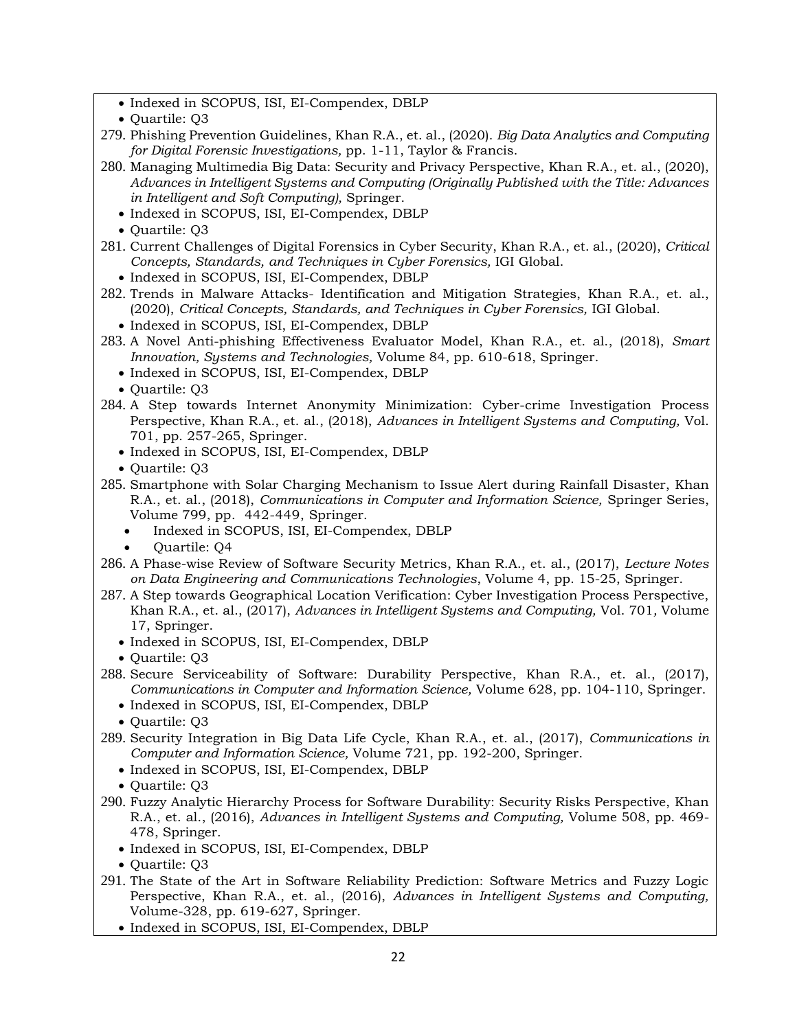- Indexed in SCOPUS, ISI, EI-Compendex, DBLP
- Quartile: Q3

279. Phishing Prevention Guidelines, Khan R.A., et. al., (2020). *Big Data Analytics and Computing for Digital Forensic Investigations,* pp. 1-11, Taylor & Francis.
280. Managing Multimedia Big Data: Security and Privacy Perspective, Khan R.A., et. al., (2020), *Advances in Intelligent Systems and Computing (Originally Published with the Title: Advances in Intelligent and Soft Computing),* Springer.
    - Indexed in SCOPUS, ISI, EI-Compendex, DBLP
    - Quartile: Q3
281. Current Challenges of Digital Forensics in Cyber Security, Khan R.A., et. al., (2020), *Critical Concepts, Standards, and Techniques in Cyber Forensics,* IGI Global.
    - Indexed in SCOPUS, ISI, EI-Compendex, DBLP
282. Trends in Malware Attacks- Identification and Mitigation Strategies, Khan R.A., et. al., (2020), *Critical Concepts, Standards, and Techniques in Cyber Forensics,* IGI Global.
    - Indexed in SCOPUS, ISI, EI-Compendex, DBLP
283. A Novel Anti-phishing Effectiveness Evaluator Model, Khan R.A., et. al., (2018), *Smart Innovation, Systems and Technologies,* Volume 84, pp. 610-618, Springer.
    - Indexed in SCOPUS, ISI, EI-Compendex, DBLP
    - Quartile: Q3
284. A Step towards Internet Anonymity Minimization: Cyber-crime Investigation Process Perspective, Khan R.A., et. al., (2018), *Advances in Intelligent Systems and Computing,* Vol. 701, pp. 257-265, Springer.
    - Indexed in SCOPUS, ISI, EI-Compendex, DBLP
    - Quartile: Q3
285. Smartphone with Solar Charging Mechanism to Issue Alert during Rainfall Disaster, Khan R.A., et. al., (2018), *Communications in Computer and Information Science,* Springer Series, Volume 799, pp. 442-449, Springer.
    - Indexed in SCOPUS, ISI, EI-Compendex, DBLP
    - Quartile: Q4
286. A Phase-wise Review of Software Security Metrics, Khan R.A., et. al., (2017), *Lecture Notes on Data Engineering and Communications Technologies*, Volume 4, pp. 15-25, Springer.
287. A Step towards Geographical Location Verification: Cyber Investigation Process Perspective, Khan R.A., et. al., (2017), *Advances in Intelligent Systems and Computing,* Vol. 701*,* Volume 17, Springer.
    - Indexed in SCOPUS, ISI, EI-Compendex, DBLP
    - Quartile: Q3
288. Secure Serviceability of Software: Durability Perspective, Khan R.A., et. al., (2017), *Communications in Computer and Information Science,* Volume 628, pp. 104-110, Springer.
    - Indexed in SCOPUS, ISI, EI-Compendex, DBLP
    - Quartile: Q3
289. Security Integration in Big Data Life Cycle, Khan R.A., et. al., (2017), *Communications in Computer and Information Science,* Volume 721, pp. 192-200, Springer.
    - Indexed in SCOPUS, ISI, EI-Compendex, DBLP
    - Quartile: Q3
290. Fuzzy Analytic Hierarchy Process for Software Durability: Security Risks Perspective, Khan R.A., et. al., (2016), *Advances in Intelligent Systems and Computing,* Volume 508, pp. 469-478, Springer.
    - Indexed in SCOPUS, ISI, EI-Compendex, DBLP
    - Quartile: Q3
291. The State of the Art in Software Reliability Prediction: Software Metrics and Fuzzy Logic Perspective, Khan R.A., et. al., (2016), *Advances in Intelligent Systems and Computing,* Volume-328, pp. 619-627, Springer.
    - Indexed in SCOPUS, ISI, EI-Compendex, DBLP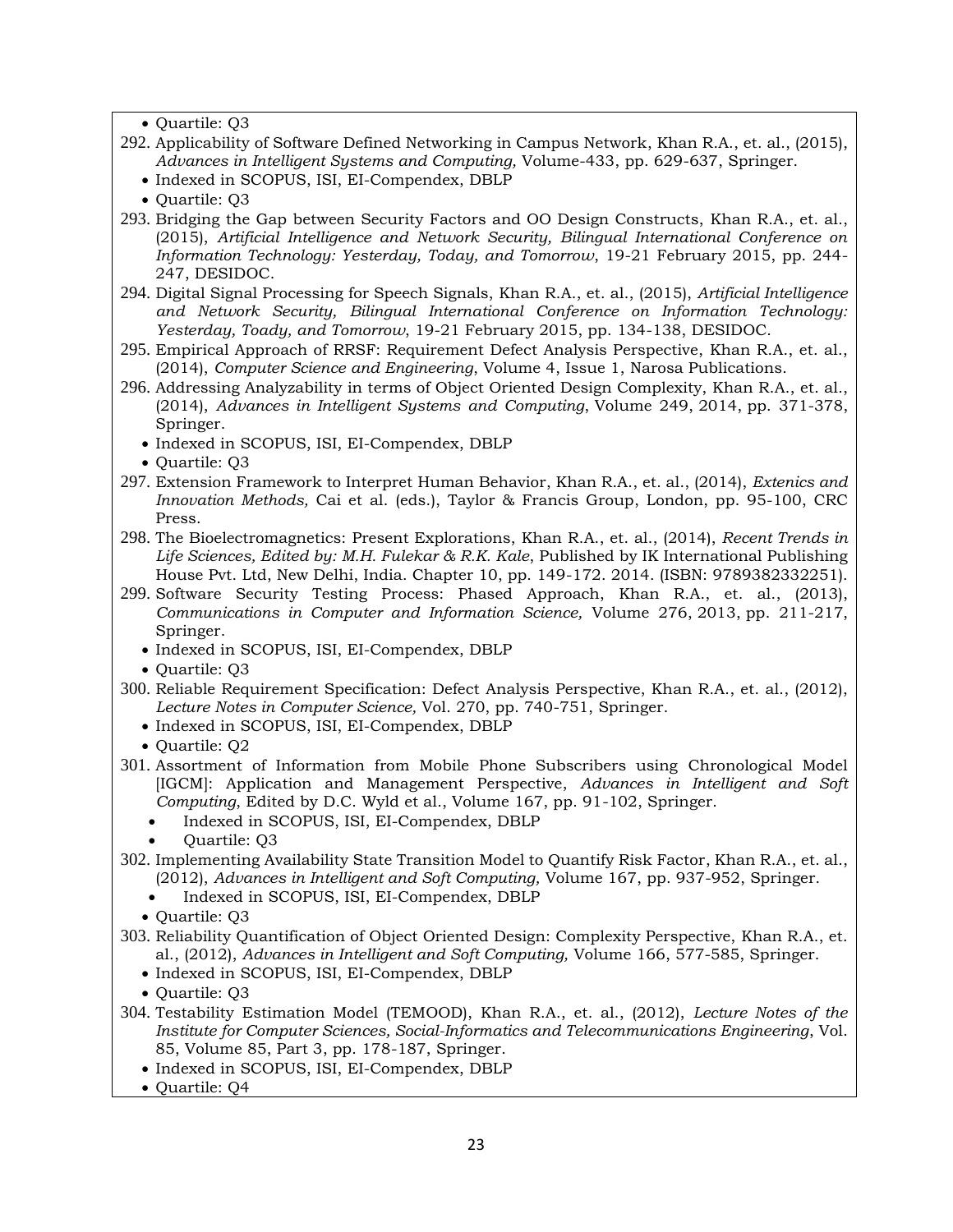- Quartile: Q3

292. Applicability of Software Defined Networking in Campus Network, Khan R.A., et. al., (2015), *Advances in Intelligent Systems and Computing,* Volume-433, pp. 629-637, Springer.
    - Indexed in SCOPUS, ISI, EI-Compendex, DBLP
    - Quartile: Q3
293. Bridging the Gap between Security Factors and OO Design Constructs, Khan R.A., et. al., (2015), *Artificial Intelligence and Network Security, Bilingual International Conference on Information Technology: Yesterday, Today, and Tomorrow*, 19-21 February 2015, pp. 244-247, DESIDOC.
294. Digital Signal Processing for Speech Signals, Khan R.A., et. al., (2015), *Artificial Intelligence and Network Security, Bilingual International Conference on Information Technology: Yesterday, Toady, and Tomorrow*, 19-21 February 2015, pp. 134-138, DESIDOC.
295. Empirical Approach of RRSF: Requirement Defect Analysis Perspective, Khan R.A., et. al., (2014), *Computer Science and Engineering*, Volume 4, Issue 1, Narosa Publications.
296. Addressing Analyzability in terms of Object Oriented Design Complexity, Khan R.A., et. al., (2014), *Advances in Intelligent Systems and Computing*, Volume 249, 2014, pp. 371-378, Springer.
    - Indexed in SCOPUS, ISI, EI-Compendex, DBLP
    - Quartile: Q3
297. Extension Framework to Interpret Human Behavior, Khan R.A., et. al., (2014), *Extenics and Innovation Methods,* Cai et al. (eds.), Taylor & Francis Group, London, pp. 95-100, CRC Press.
298. The Bioelectromagnetics: Present Explorations, Khan R.A., et. al., (2014), *Recent Trends in Life Sciences, Edited by: M.H. Fulekar & R.K. Kale*, Published by IK International Publishing House Pvt. Ltd, New Delhi, India. Chapter 10, pp. 149-172. 2014. (ISBN: 9789382332251).
299. Software Security Testing Process: Phased Approach, Khan R.A., et. al., (2013), *Communications in Computer and Information Science,* Volume 276, 2013, pp. 211-217, Springer.
    - Indexed in SCOPUS, ISI, EI-Compendex, DBLP
    - Quartile: Q3
300. Reliable Requirement Specification: Defect Analysis Perspective, Khan R.A., et. al., (2012), *Lecture Notes in Computer Science,* Vol. 270, pp. 740-751, Springer.
    - Indexed in SCOPUS, ISI, EI-Compendex, DBLP
    - Quartile: Q2
301. Assortment of Information from Mobile Phone Subscribers using Chronological Model [IGCM]: Application and Management Perspective, *Advances in Intelligent and Soft Computing*, Edited by D.C. Wyld et al., Volume 167, pp. 91-102, Springer.
    - Indexed in SCOPUS, ISI, EI-Compendex, DBLP
    - Quartile: Q3
302. Implementing Availability State Transition Model to Quantify Risk Factor, Khan R.A., et. al., (2012), *Advances in Intelligent and Soft Computing,* Volume 167, pp. 937-952, Springer.
    - Indexed in SCOPUS, ISI, EI-Compendex, DBLP
    - Quartile: Q3
303. Reliability Quantification of Object Oriented Design: Complexity Perspective, Khan R.A., et. al., (2012), *Advances in Intelligent and Soft Computing,* Volume 166, 577-585, Springer.
    - Indexed in SCOPUS, ISI, EI-Compendex, DBLP
    - Quartile: Q3
304. Testability Estimation Model (TEMOOD), Khan R.A., et. al., (2012), *Lecture Notes of the Institute for Computer Sciences, Social-Informatics and Telecommunications Engineering*, Vol. 85, Volume 85, Part 3, pp. 178-187, Springer.
    - Indexed in SCOPUS, ISI, EI-Compendex, DBLP
    - Quartile: Q4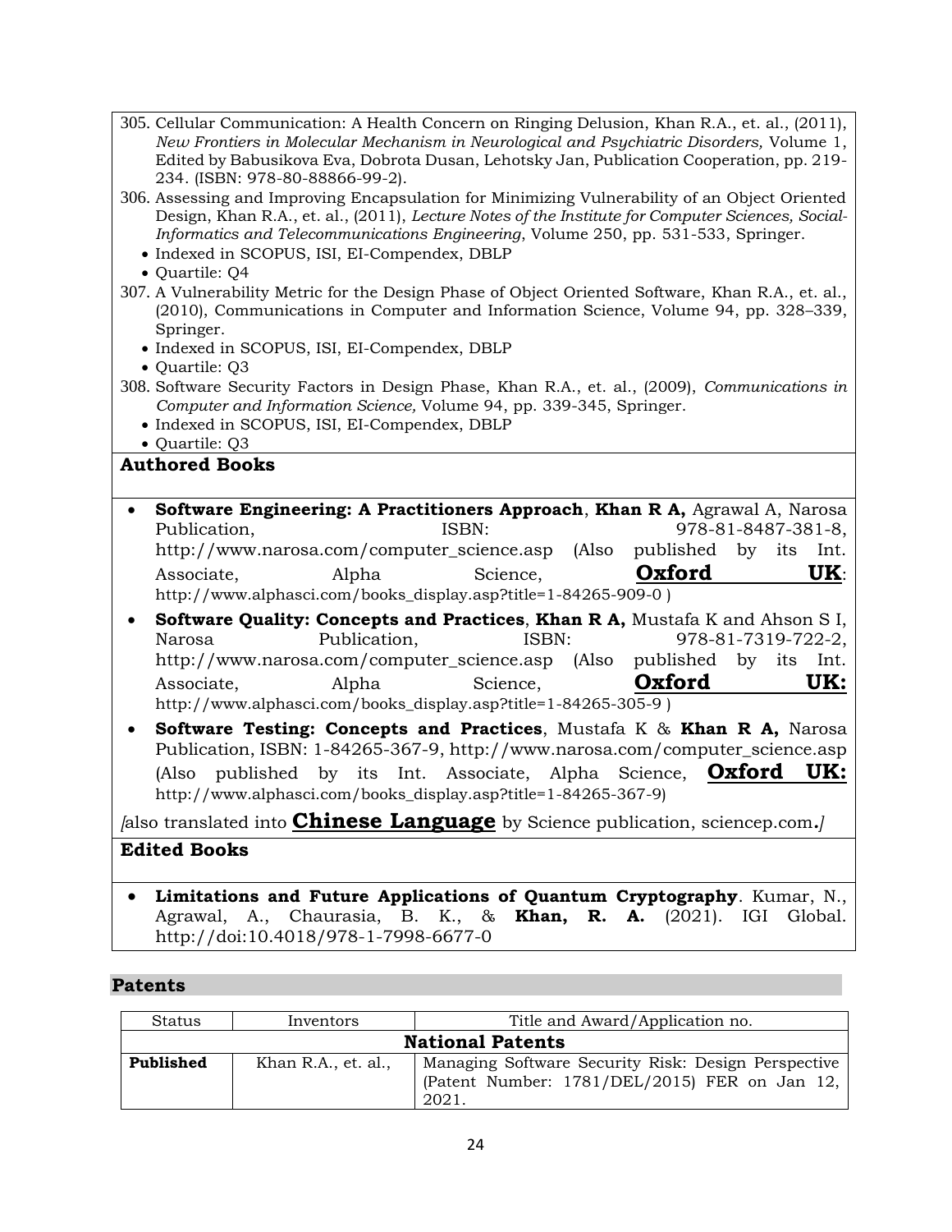305. Cellular Communication: A Health Concern on Ringing Delusion, Khan R.A., et. al., (2011), *New Frontiers in Molecular Mechanism in Neurological and Psychiatric Disorders,* Volume 1, Edited by Babusikova Eva, Dobrota Dusan, Lehotsky Jan, Publication Cooperation, pp. 219-234. (ISBN: 978-80-88866-99-2).
306. Assessing and Improving Encapsulation for Minimizing Vulnerability of an Object Oriented Design, Khan R.A., et. al., (2011), *Lecture Notes of the Institute for Computer Sciences, Social-Informatics and Telecommunications Engineering*, Volume 250, pp. 531-533, Springer.
    - Indexed in SCOPUS, ISI, EI-Compendex, DBLP
    - Quartile: Q4
307. A Vulnerability Metric for the Design Phase of Object Oriented Software, Khan R.A., et. al., (2010), Communications in Computer and Information Science, Volume 94, pp. 328–339, Springer.
    - Indexed in SCOPUS, ISI, EI-Compendex, DBLP
    - Quartile: Q3
308. Software Security Factors in Design Phase, Khan R.A., et. al., (2009), *Communications in Computer and Information Science,* Volume 94, pp. 339-345, Springer.
    - Indexed in SCOPUS, ISI, EI-Compendex, DBLP
    - Quartile: Q3

**Authored Books**

- **Software Engineering: A Practitioners Approach**, **Khan R A,** Agrawal A, Narosa Publication, ISBN: 978-81-8487-381-8, http://www.narosa.com/computer_science.asp (Also published by its Int. Associate, Alpha Science, **Oxford UK**: http://www.alphasci.com/books_display.asp?title=1-84265-909-0 )
- **Software Quality: Concepts and Practices**, **Khan R A,** Mustafa K and Ahson S I, Narosa Publication, ISBN: 978-81-7319-722-2, http://www.narosa.com/computer_science.asp (Also published by its Int. Associate, Alpha Science, **Oxford UK:** http://www.alphasci.com/books_display.asp?title=1-84265-305-9 )
- **Software Testing: Concepts and Practices**, Mustafa K & **Khan R A,** Narosa Publication, ISBN: 1-84265-367-9, http://www.narosa.com/computer_science.asp (Also published by its Int. Associate, Alpha Science, **Oxford UK:** http://www.alphasci.com/books_display.asp?title=1-84265-367-9)

*[*also translated into **Chinese Language** by Science publication, sciencep.com**.***]*

**Edited Books**

- **Limitations and Future Applications of Quantum Cryptography**. Kumar, N., Agrawal, A., Chaurasia, B. K., & **Khan, R. A.** (2021). IGI Global. http://doi:10.4018/978-1-7998-6677-0

## Patents

| Status | Inventors | Title and Award/Application no. |
|---|---|---|
| | **National Patents** | |
| **Published** | Khan R.A., et. al., | Managing Software Security Risk: Design Perspective (Patent Number: 1781/DEL/2015) FER on Jan 12, 2021. |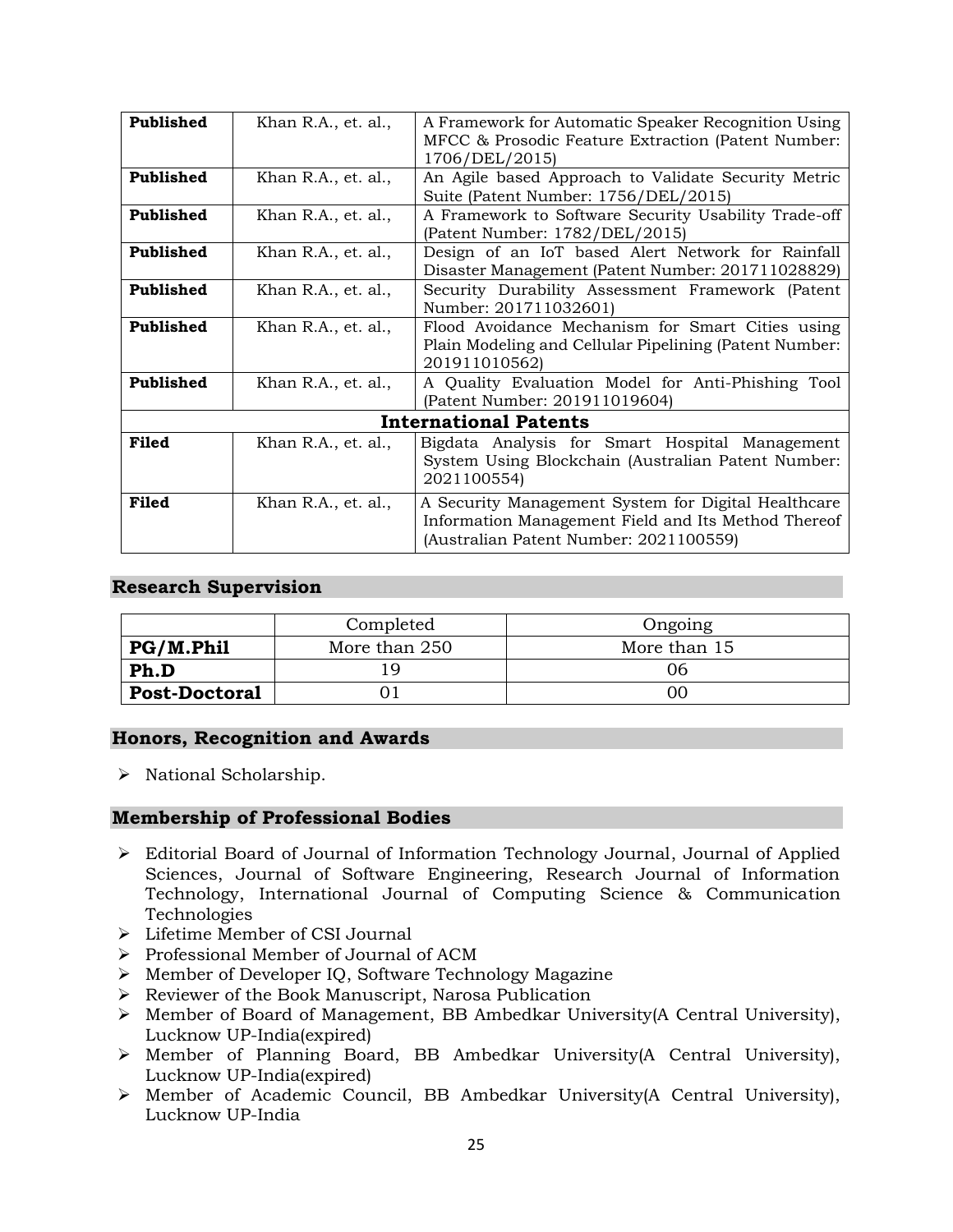| | | |
|---|---|---|
| **Published** | Khan R.A., et. al., | A Framework for Automatic Speaker Recognition Using MFCC & Prosodic Feature Extraction (Patent Number: 1706/DEL/2015) |
| **Published** | Khan R.A., et. al., | An Agile based Approach to Validate Security Metric Suite (Patent Number: 1756/DEL/2015) |
| **Published** | Khan R.A., et. al., | A Framework to Software Security Usability Trade-off (Patent Number: 1782/DEL/2015) |
| **Published** | Khan R.A., et. al., | Design of an IoT based Alert Network for Rainfall Disaster Management (Patent Number: 201711028829) |
| **Published** | Khan R.A., et. al., | Security Durability Assessment Framework (Patent Number: 201711032601) |
| **Published** | Khan R.A., et. al., | Flood Avoidance Mechanism for Smart Cities using Plain Modeling and Cellular Pipelining (Patent Number: 201911010562) |
| **Published** | Khan R.A., et. al., | A Quality Evaluation Model for Anti-Phishing Tool (Patent Number: 201911019604) |
| **International Patents** | | |
| **Filed** | Khan R.A., et. al., | Bigdata Analysis for Smart Hospital Management System Using Blockchain (Australian Patent Number: 2021100554) |
| **Filed** | Khan R.A., et. al., | A Security Management System for Digital Healthcare Information Management Field and Its Method Thereof (Australian Patent Number: 2021100559) |

## Research Supervision

| | Completed | Ongoing |
|---|---|---|
| **PG/M.Phil** | More than 250 | More than 15 |
| **Ph.D** | 19 | 06 |
| **Post-Doctoral** | 01 | 00 |

## Honors, Recognition and Awards

- National Scholarship.

## Membership of Professional Bodies

- Editorial Board of Journal of Information Technology Journal, Journal of Applied Sciences, Journal of Software Engineering, Research Journal of Information Technology, International Journal of Computing Science & Communication Technologies
- Lifetime Member of CSI Journal
- Professional Member of Journal of ACM
- Member of Developer IQ, Software Technology Magazine
- Reviewer of the Book Manuscript, Narosa Publication
- Member of Board of Management, BB Ambedkar University(A Central University), Lucknow UP-India(expired)
- Member of Planning Board, BB Ambedkar University(A Central University), Lucknow UP-India(expired)
- Member of Academic Council, BB Ambedkar University(A Central University), Lucknow UP-India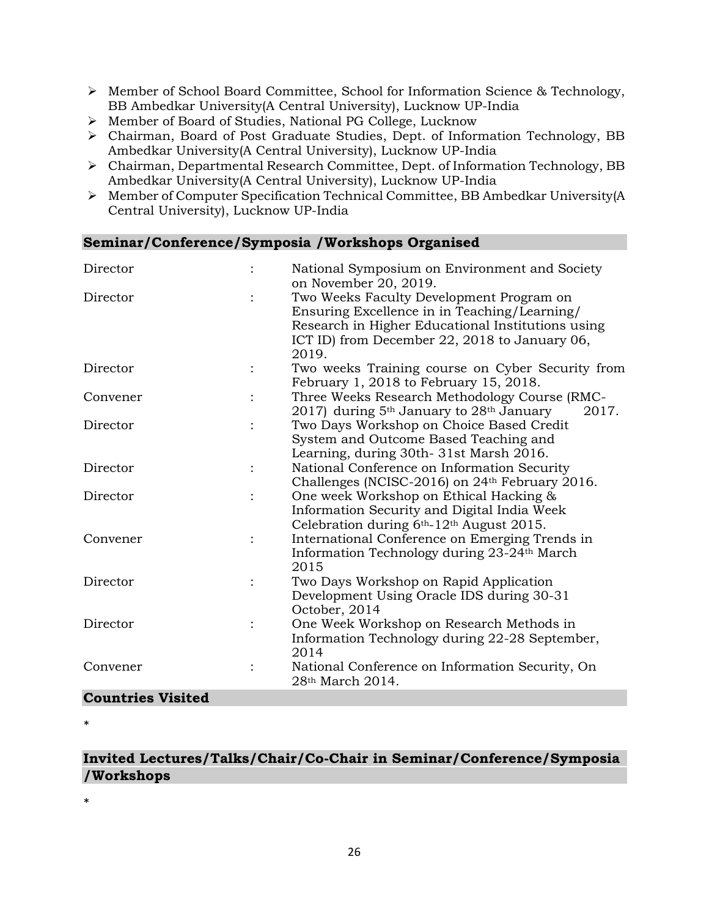- Member of School Board Committee, School for Information Science & Technology, BB Ambedkar University(A Central University), Lucknow UP-India
- Member of Board of Studies, National PG College, Lucknow
- Chairman, Board of Post Graduate Studies, Dept. of Information Technology, BB Ambedkar University(A Central University), Lucknow UP-India
- Chairman, Departmental Research Committee, Dept. of Information Technology, BB Ambedkar University(A Central University), Lucknow UP-India
- Member of Computer Specification Technical Committee, BB Ambedkar University(A Central University), Lucknow UP-India

## Seminar/Conference/Symposia /Workshops Organised

| | | |
|---|---|---|
| Director | : | National Symposium on Environment and Society on November 20, 2019. |
| Director | : | Two Weeks Faculty Development Program on Ensuring Excellence in in Teaching/Learning/ Research in Higher Educational Institutions using ICT ID) from December 22, 2018 to January 06, 2019. |
| Director | : | Two weeks Training course on Cyber Security from February 1, 2018 to February 15, 2018. |
| Convener | : | Three Weeks Research Methodology Course (RMC-2017) during 5th January to 28th January 2017. |
| Director | : | Two Days Workshop on Choice Based Credit System and Outcome Based Teaching and Learning, during 30th- 31st Marsh 2016. |
| Director | : | National Conference on Information Security Challenges (NCISC-2016) on 24th February 2016. |
| Director | : | One week Workshop on Ethical Hacking & Information Security and Digital India Week Celebration during 6th-12th August 2015. |
| Convener | : | International Conference on Emerging Trends in Information Technology during 23-24th March 2015 |
| Director | : | Two Days Workshop on Rapid Application Development Using Oracle IDS during 30-31 October, 2014 |
| Director | : | One Week Workshop on Research Methods in Information Technology during 22-28 September, 2014 |
| Convener | : | National Conference on Information Security, On 28th March 2014. |

## Countries Visited

*

## Invited Lectures/Talks/Chair/Co-Chair in Seminar/Conference/Symposia /Workshops

*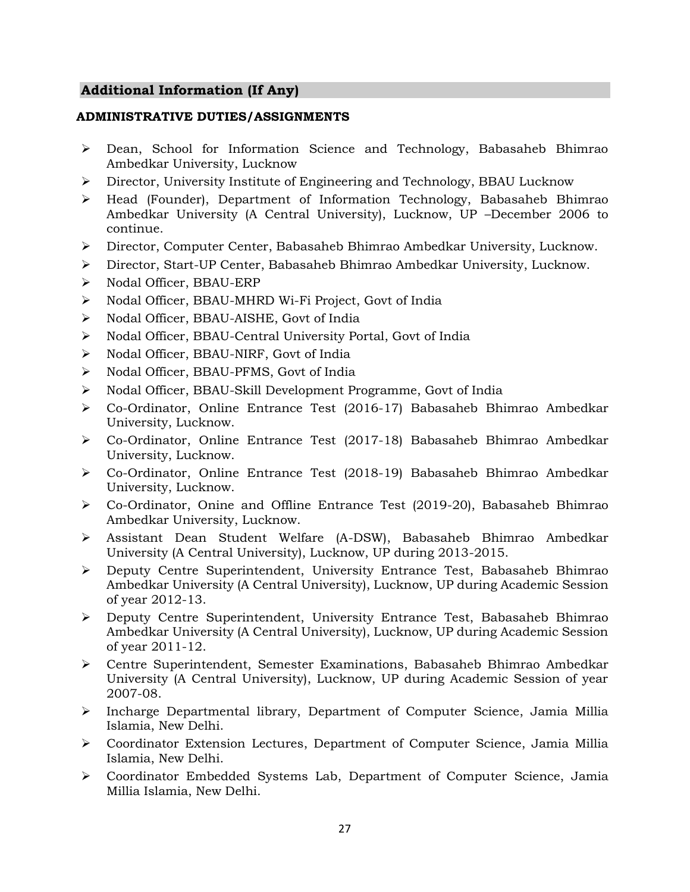## Additional Information (If Any)

**ADMINISTRATIVE DUTIES/ASSIGNMENTS**

- Dean, School for Information Science and Technology, Babasaheb Bhimrao Ambedkar University, Lucknow
- Director, University Institute of Engineering and Technology, BBAU Lucknow
- Head (Founder), Department of Information Technology, Babasaheb Bhimrao Ambedkar University (A Central University), Lucknow, UP –December 2006 to continue.
- Director, Computer Center, Babasaheb Bhimrao Ambedkar University, Lucknow.
- Director, Start-UP Center, Babasaheb Bhimrao Ambedkar University, Lucknow.
- Nodal Officer, BBAU-ERP
- Nodal Officer, BBAU-MHRD Wi-Fi Project, Govt of India
- Nodal Officer, BBAU-AISHE, Govt of India
- Nodal Officer, BBAU-Central University Portal, Govt of India
- Nodal Officer, BBAU-NIRF, Govt of India
- Nodal Officer, BBAU-PFMS, Govt of India
- Nodal Officer, BBAU-Skill Development Programme, Govt of India
- Co-Ordinator, Online Entrance Test (2016-17) Babasaheb Bhimrao Ambedkar University, Lucknow.
- Co-Ordinator, Online Entrance Test (2017-18) Babasaheb Bhimrao Ambedkar University, Lucknow.
- Co-Ordinator, Online Entrance Test (2018-19) Babasaheb Bhimrao Ambedkar University, Lucknow.
- Co-Ordinator, Onine and Offline Entrance Test (2019-20), Babasaheb Bhimrao Ambedkar University, Lucknow.
- Assistant Dean Student Welfare (A-DSW), Babasaheb Bhimrao Ambedkar University (A Central University), Lucknow, UP during 2013-2015.
- Deputy Centre Superintendent, University Entrance Test, Babasaheb Bhimrao Ambedkar University (A Central University), Lucknow, UP during Academic Session of year 2012-13.
- Deputy Centre Superintendent, University Entrance Test, Babasaheb Bhimrao Ambedkar University (A Central University), Lucknow, UP during Academic Session of year 2011-12.
- Centre Superintendent, Semester Examinations, Babasaheb Bhimrao Ambedkar University (A Central University), Lucknow, UP during Academic Session of year 2007-08.
- Incharge Departmental library, Department of Computer Science, Jamia Millia Islamia, New Delhi.
- Coordinator Extension Lectures, Department of Computer Science, Jamia Millia Islamia, New Delhi.
- Coordinator Embedded Systems Lab, Department of Computer Science, Jamia Millia Islamia, New Delhi.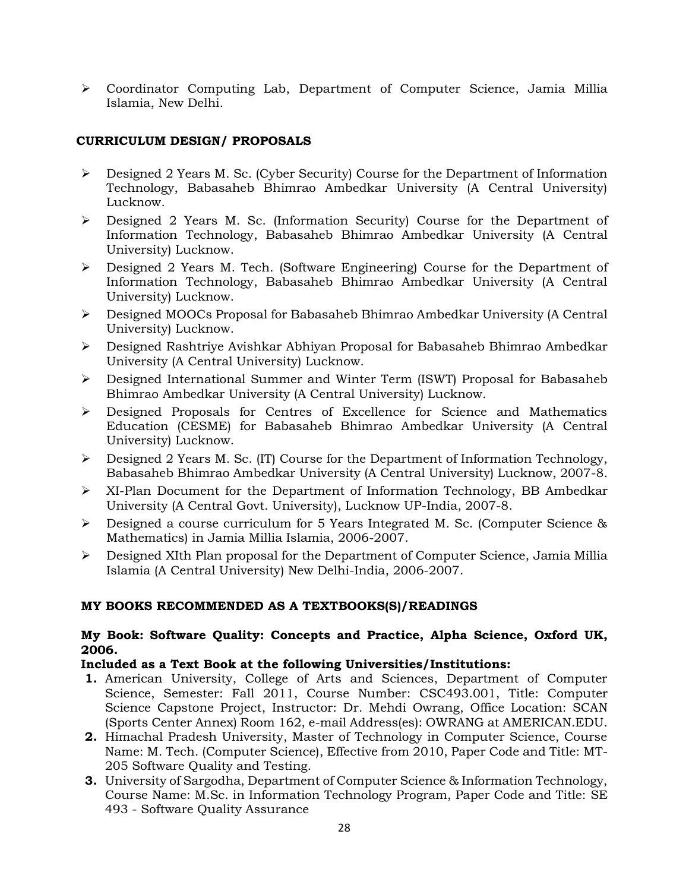- Coordinator Computing Lab, Department of Computer Science, Jamia Millia Islamia, New Delhi.

## CURRICULUM DESIGN/ PROPOSALS

- Designed 2 Years M. Sc. (Cyber Security) Course for the Department of Information Technology, Babasaheb Bhimrao Ambedkar University (A Central University) Lucknow.
- Designed 2 Years M. Sc. (Information Security) Course for the Department of Information Technology, Babasaheb Bhimrao Ambedkar University (A Central University) Lucknow.
- Designed 2 Years M. Tech. (Software Engineering) Course for the Department of Information Technology, Babasaheb Bhimrao Ambedkar University (A Central University) Lucknow.
- Designed MOOCs Proposal for Babasaheb Bhimrao Ambedkar University (A Central University) Lucknow.
- Designed Rashtriye Avishkar Abhiyan Proposal for Babasaheb Bhimrao Ambedkar University (A Central University) Lucknow.
- Designed International Summer and Winter Term (ISWT) Proposal for Babasaheb Bhimrao Ambedkar University (A Central University) Lucknow.
- Designed Proposals for Centres of Excellence for Science and Mathematics Education (CESME) for Babasaheb Bhimrao Ambedkar University (A Central University) Lucknow.
- Designed 2 Years M. Sc. (IT) Course for the Department of Information Technology, Babasaheb Bhimrao Ambedkar University (A Central University) Lucknow, 2007-8.
- XI-Plan Document for the Department of Information Technology, BB Ambedkar University (A Central Govt. University), Lucknow UP-India, 2007-8.
- Designed a course curriculum for 5 Years Integrated M. Sc. (Computer Science & Mathematics) in Jamia Millia Islamia, 2006-2007.
- Designed XIth Plan proposal for the Department of Computer Science, Jamia Millia Islamia (A Central University) New Delhi-India, 2006-2007.

## MY BOOKS RECOMMENDED AS A TEXTBOOKS(S)/READINGS

**My Book: Software Quality: Concepts and Practice, Alpha Science, Oxford UK, 2006.**

**Included as a Text Book at the following Universities/Institutions:**

1. American University, College of Arts and Sciences, Department of Computer Science, Semester: Fall 2011, Course Number: CSC493.001, Title: Computer Science Capstone Project, Instructor: Dr. Mehdi Owrang, Office Location: SCAN (Sports Center Annex) Room 162, e-mail Address(es): OWRANG at AMERICAN.EDU.
2. Himachal Pradesh University, Master of Technology in Computer Science, Course Name: M. Tech. (Computer Science), Effective from 2010, Paper Code and Title: MT-205 Software Quality and Testing.
3. University of Sargodha, Department of Computer Science & Information Technology, Course Name: M.Sc. in Information Technology Program, Paper Code and Title: SE 493 - Software Quality Assurance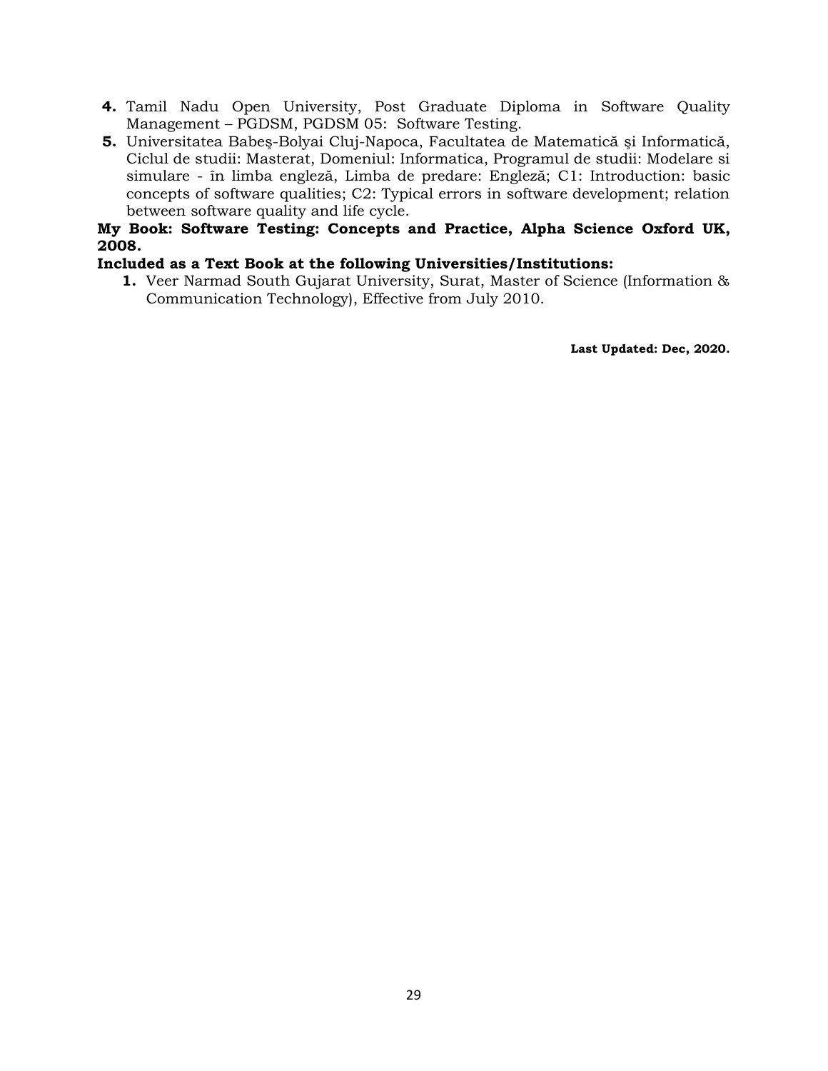4. Tamil Nadu Open University, Post Graduate Diploma in Software Quality Management – PGDSM, PGDSM 05: Software Testing.
5. Universitatea Babeş-Bolyai Cluj-Napoca, Facultatea de Matematică şi Informatică, Ciclul de studii: Masterat, Domeniul: Informatica, Programul de studii: Modelare si simulare - în limba engleză, Limba de predare: Engleză; C1: Introduction: basic concepts of software qualities; C2: Typical errors in software development; relation between software quality and life cycle.

**My Book: Software Testing: Concepts and Practice, Alpha Science Oxford UK, 2008.**

**Included as a Text Book at the following Universities/Institutions:**

1. Veer Narmad South Gujarat University, Surat, Master of Science (Information & Communication Technology), Effective from July 2010.

**Last Updated: Dec, 2020.**